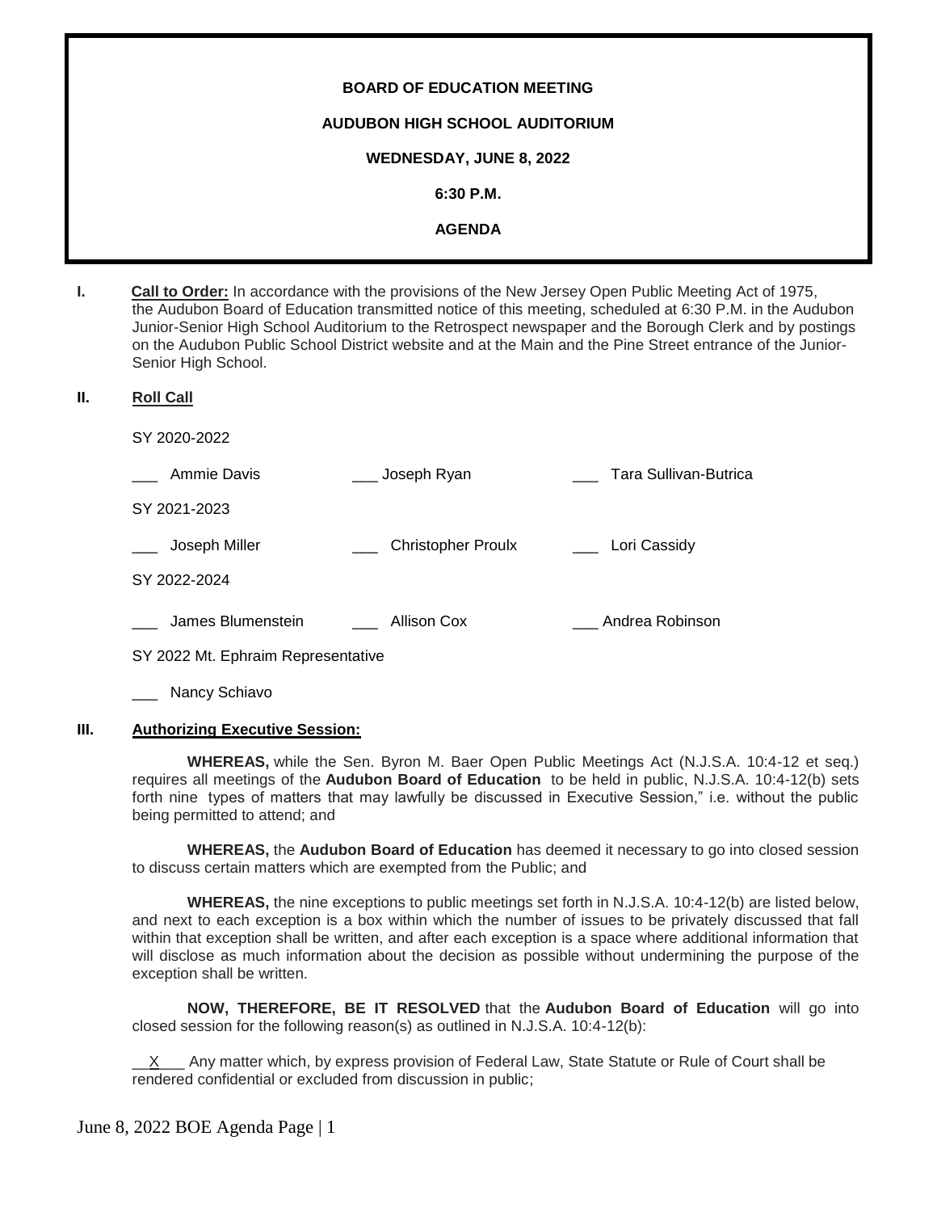**BOARD OF EDUCATION MEETING**

**AUDUBON HIGH SCHOOL AUDITORIUM**

**WEDNESDAY, JUNE 8, 2022**

**6:30 P.M.**

**AGENDA**

**I. Call to Order:** In accordance with the provisions of the New Jersey Open Public Meeting Act of 1975, the Audubon Board of Education transmitted notice of this meeting, scheduled at 6:30 P.M. in the Audubon Junior-Senior High School Auditorium to the Retrospect newspaper and the Borough Clerk and by postings on the Audubon Public School District website and at the Main and the Pine Street entrance of the Junior-Senior High School.

**II. Roll Call**

SY 2020-2022

___ Ammie Davis ___ Joseph Ryan ___ Tara Sullivan-Butrica

SY 2021-2023

___ Joseph Miller ___ Christopher Proulx ___ Lori Cassidy

SY 2022-2024

___ James Blumenstein ___ Allison Cox ___ Andrea Robinson

SY 2022 Mt. Ephraim Representative

___ Nancy Schiavo

**III. Authorizing Executive Session:**

**WHEREAS,** while the Sen. Byron M. Baer Open Public Meetings Act (N.J.S.A. 10:4-12 et seq.) requires all meetings of the **Audubon Board of Education** to be held in public, N.J.S.A. 10:4-12(b) sets forth nine types of matters that may lawfully be discussed in Executive Session," i.e. without the public being permitted to attend; and

**WHEREAS,** the **Audubon Board of Education** has deemed it necessary to go into closed session to discuss certain matters which are exempted from the Public; and

**WHEREAS,** the nine exceptions to public meetings set forth in N.J.S.A. 10:4-12(b) are listed below, and next to each exception is a box within which the number of issues to be privately discussed that fall within that exception shall be written, and after each exception is a space where additional information that will disclose as much information about the decision as possible without undermining the purpose of the exception shall be written.

**NOW, THEREFORE, BE IT RESOLVED** that the **Audubon Board of Education** will go into closed session for the following reason(s) as outlined in N.J.S.A. 10:4-12(b):

__X___ Any matter which, by express provision of Federal Law, State Statute or Rule of Court shall be rendered confidential or excluded from discussion in public;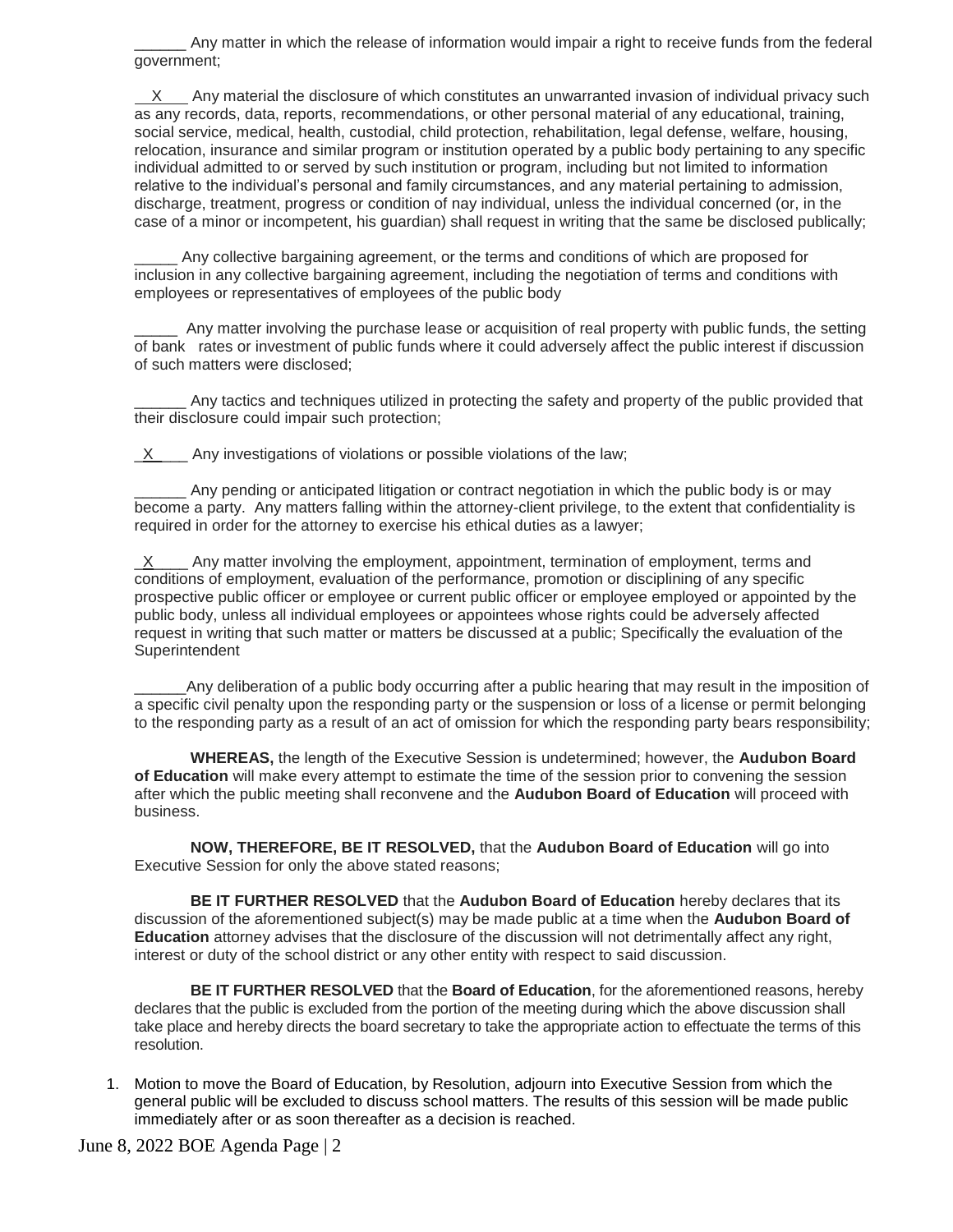______ Any matter in which the release of information would impair a right to receive funds from the federal government;

__X___ Any material the disclosure of which constitutes an unwarranted invasion of individual privacy such as any records, data, reports, recommendations, or other personal material of any educational, training, social service, medical, health, custodial, child protection, rehabilitation, legal defense, welfare, housing, relocation, insurance and similar program or institution operated by a public body pertaining to any specific individual admitted to or served by such institution or program, including but not limited to information relative to the individual's personal and family circumstances, and any material pertaining to admission, discharge, treatment, progress or condition of nay individual, unless the individual concerned (or, in the case of a minor or incompetent, his guardian) shall request in writing that the same be disclosed publically;

_____ Any collective bargaining agreement, or the terms and conditions of which are proposed for inclusion in any collective bargaining agreement, including the negotiation of terms and conditions with employees or representatives of employees of the public body

_____ Any matter involving the purchase lease or acquisition of real property with public funds, the setting of bank rates or investment of public funds where it could adversely affect the public interest if discussion of such matters were disclosed;

______ Any tactics and techniques utilized in protecting the safety and property of the public provided that their disclosure could impair such protection;

_X____ Any investigations of violations or possible violations of the law;

______ Any pending or anticipated litigation or contract negotiation in which the public body is or may become a party. Any matters falling within the attorney-client privilege, to the extent that confidentiality is required in order for the attorney to exercise his ethical duties as a lawyer;

_X____ Any matter involving the employment, appointment, termination of employment, terms and conditions of employment, evaluation of the performance, promotion or disciplining of any specific prospective public officer or employee or current public officer or employee employed or appointed by the public body, unless all individual employees or appointees whose rights could be adversely affected request in writing that such matter or matters be discussed at a public; Specifically the evaluation of the Superintendent

______Any deliberation of a public body occurring after a public hearing that may result in the imposition of a specific civil penalty upon the responding party or the suspension or loss of a license or permit belonging to the responding party as a result of an act of omission for which the responding party bears responsibility;

**WHEREAS,** the length of the Executive Session is undetermined; however, the **Audubon Board of Education** will make every attempt to estimate the time of the session prior to convening the session after which the public meeting shall reconvene and the **Audubon Board of Education** will proceed with business.

**NOW, THEREFORE, BE IT RESOLVED,** that the **Audubon Board of Education** will go into Executive Session for only the above stated reasons;

**BE IT FURTHER RESOLVED** that the **Audubon Board of Education** hereby declares that its discussion of the aforementioned subject(s) may be made public at a time when the **Audubon Board of Education** attorney advises that the disclosure of the discussion will not detrimentally affect any right, interest or duty of the school district or any other entity with respect to said discussion.

**BE IT FURTHER RESOLVED** that the **Board of Education**, for the aforementioned reasons, hereby declares that the public is excluded from the portion of the meeting during which the above discussion shall take place and hereby directs the board secretary to take the appropriate action to effectuate the terms of this resolution.

1. Motion to move the Board of Education, by Resolution, adjourn into Executive Session from which the general public will be excluded to discuss school matters. The results of this session will be made public immediately after or as soon thereafter as a decision is reached.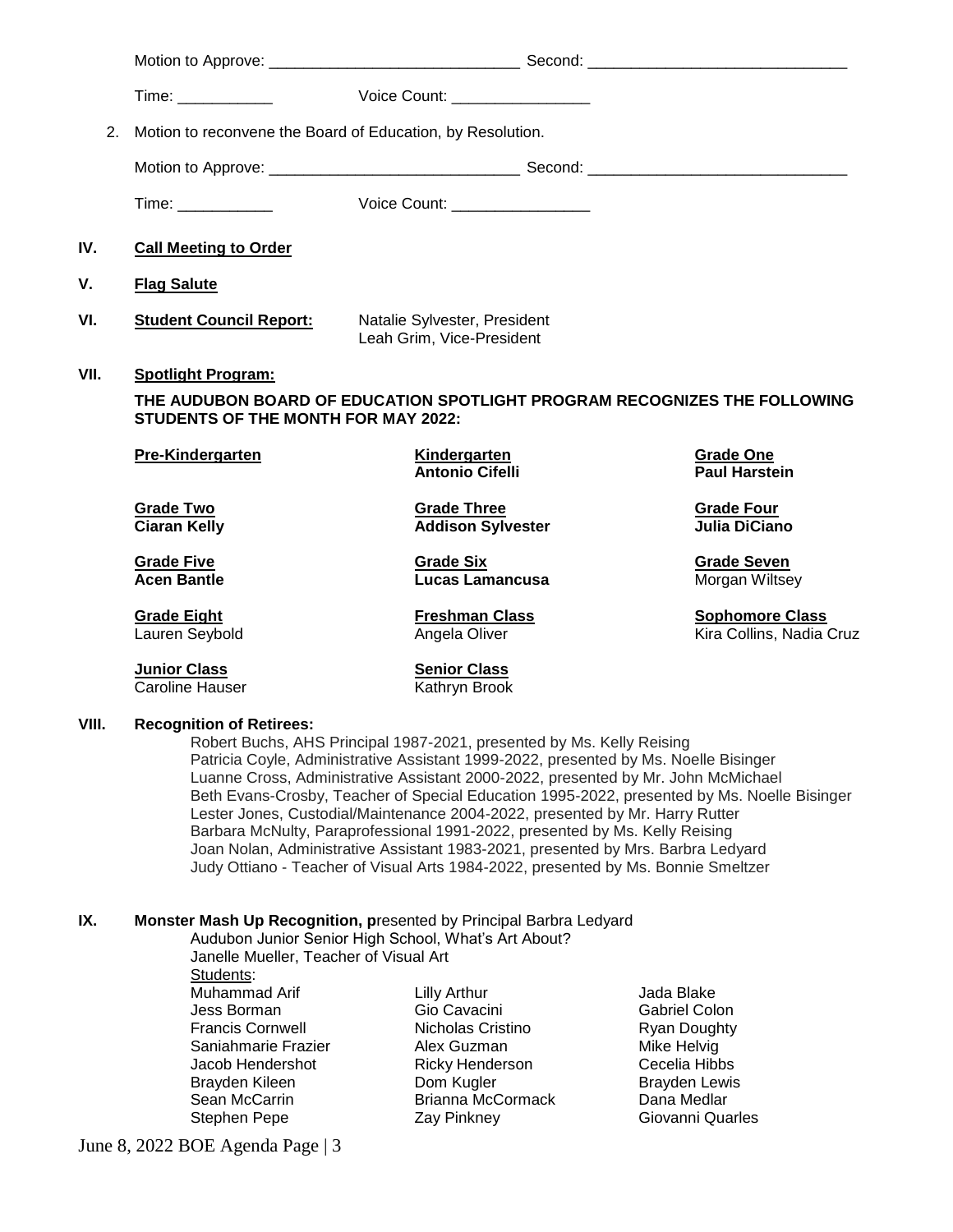Motion to Approve: ____________________________ Second: ____________________________

Time: ___________ Voice Count: ________________

2. Motion to reconvene the Board of Education, by Resolution.

Motion to Approve: ____________________________ Second: ____________________________

Time: ___________ Voice Count: ________________

**IV. Call Meeting to Order**

**V. Flag Salute**

**VI. Student Council Report:** Natalie Sylvester, President
Leah Grim, Vice-President

**VII. Spotlight Program:**

**THE AUDUBON BOARD OF EDUCATION SPOTLIGHT PROGRAM RECOGNIZES THE FOLLOWING STUDENTS OF THE MONTH FOR MAY 2022:**

| | | |
|---|---|---|
| **Pre-Kindergarten** | **Kindergarten**<br>**Antonio Cifelli** | **Grade One**<br>**Paul Harstein** |
| **Grade Two**<br>**Ciaran Kelly** | **Grade Three**<br>**Addison Sylvester** | **Grade Four**<br>**Julia DiCiano** |
| **Grade Five**<br>**Acen Bantle** | **Grade Six**<br>**Lucas Lamancusa** | **Grade Seven**<br>Morgan Wiltsey |
| **Grade Eight**<br>Lauren Seybold | **Freshman Class**<br>Angela Oliver | **Sophomore Class**<br>Kira Collins, Nadia Cruz |
| **Junior Class**<br>Caroline Hauser | **Senior Class**<br>Kathryn Brook | |

**VIII. Recognition of Retirees:**

Robert Buchs, AHS Principal 1987-2021, presented by Ms. Kelly Reising
Patricia Coyle, Administrative Assistant 1999-2022, presented by Ms. Noelle Bisinger
Luanne Cross, Administrative Assistant 2000-2022, presented by Mr. John McMichael
Beth Evans-Crosby, Teacher of Special Education 1995-2022, presented by Ms. Noelle Bisinger
Lester Jones, Custodial/Maintenance 2004-2022, presented by Mr. Harry Rutter
Barbara McNulty, Paraprofessional 1991-2022, presented by Ms. Kelly Reising
Joan Nolan, Administrative Assistant 1983-2021, presented by Mrs. Barbra Ledyard
Judy Ottiano - Teacher of Visual Arts 1984-2022, presented by Ms. Bonnie Smeltzer

**IX. Monster Mash Up Recognition, p**resented by Principal Barbra Ledyard

Audubon Junior Senior High School, What's Art About?
Janelle Mueller, Teacher of Visual Art
Students:

| | | |
|---|---|---|
| Muhammad Arif | Lilly Arthur | Jada Blake |
| Jess Borman | Gio Cavacini | Gabriel Colon |
| Francis Cornwell | Nicholas Cristino | Ryan Doughty |
| Saniahmarie Frazier | Alex Guzman | Mike Helvig |
| Jacob Hendershot | Ricky Henderson | Cecelia Hibbs |
| Brayden Kileen | Dom Kugler | Brayden Lewis |
| Sean McCarrin | Brianna McCormack | Dana Medlar |
| Stephen Pepe | Zay Pinkney | Giovanni Quarles |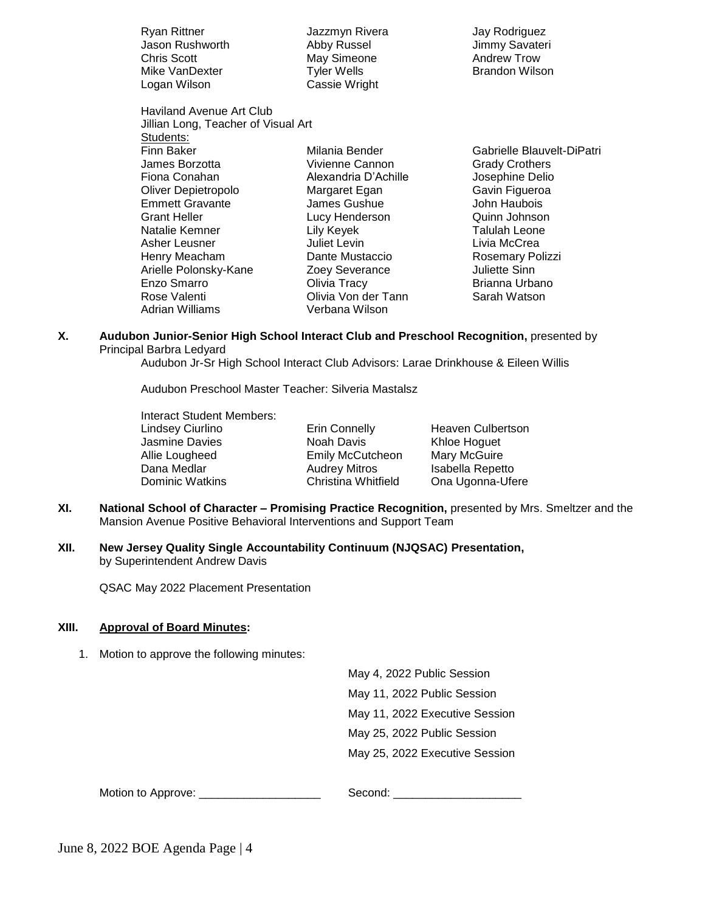| | | |
|---|---|---|
| Ryan Rittner | Jazzmyn Rivera | Jay Rodriguez |
| Jason Rushworth | Abby Russel | Jimmy Savateri |
| Chris Scott | May Simeone | Andrew Trow |
| Mike VanDexter | Tyler Wells | Brandon Wilson |
| Logan Wilson | Cassie Wright | |

Haviland Avenue Art Club
Jillian Long, Teacher of Visual Art
Students:

| | | |
|---|---|---|
| Finn Baker | Milania Bender | Gabrielle Blauvelt-DiPatri |
| James Borzotta | Vivienne Cannon | Grady Crothers |
| Fiona Conahan | Alexandria D'Achille | Josephine Delio |
| Oliver Depietropolo | Margaret Egan | Gavin Figueroa |
| Emmett Gravante | James Gushue | John Haubois |
| Grant Heller | Lucy Henderson | Quinn Johnson |
| Natalie Kemner | Lily Keyek | Talulah Leone |
| Asher Leusner | Juliet Levin | Livia McCrea |
| Henry Meacham | Dante Mustaccio | Rosemary Polizzi |
| Arielle Polonsky-Kane | Zoey Severance | Juliette Sinn |
| Enzo Smarro | Olivia Tracy | Brianna Urbano |
| Rose Valenti | Olivia Von der Tann | Sarah Watson |
| Adrian Williams | Verbana Wilson | |

**X. Audubon Junior-Senior High School Interact Club and Preschool Recognition,** presented by Principal Barbra Ledyard

Audubon Jr-Sr High School Interact Club Advisors: Larae Drinkhouse & Eileen Willis

Audubon Preschool Master Teacher: Silveria Mastalsz

Interact Student Members:

| | | |
|---|---|---|
| Lindsey Ciurlino | Erin Connelly | Heaven Culbertson |
| Jasmine Davies | Noah Davis | Khloe Hoguet |
| Allie Lougheed | Emily McCutcheon | Mary McGuire |
| Dana Medlar | Audrey Mitros | Isabella Repetto |
| Dominic Watkins | Christina Whitfield | Ona Ugonna-Ufere |

**XI. National School of Character – Promising Practice Recognition,** presented by Mrs. Smeltzer and the Mansion Avenue Positive Behavioral Interventions and Support Team

**XII. New Jersey Quality Single Accountability Continuum (NJQSAC) Presentation,** by Superintendent Andrew Davis

QSAC May 2022 Placement Presentation

**XIII. Approval of Board Minutes:**

1. Motion to approve the following minutes:

   May 4, 2022 Public Session
   May 11, 2022 Public Session
   May 11, 2022 Executive Session
   May 25, 2022 Public Session
   May 25, 2022 Executive Session

Motion to Approve: ___________________ Second: ___________________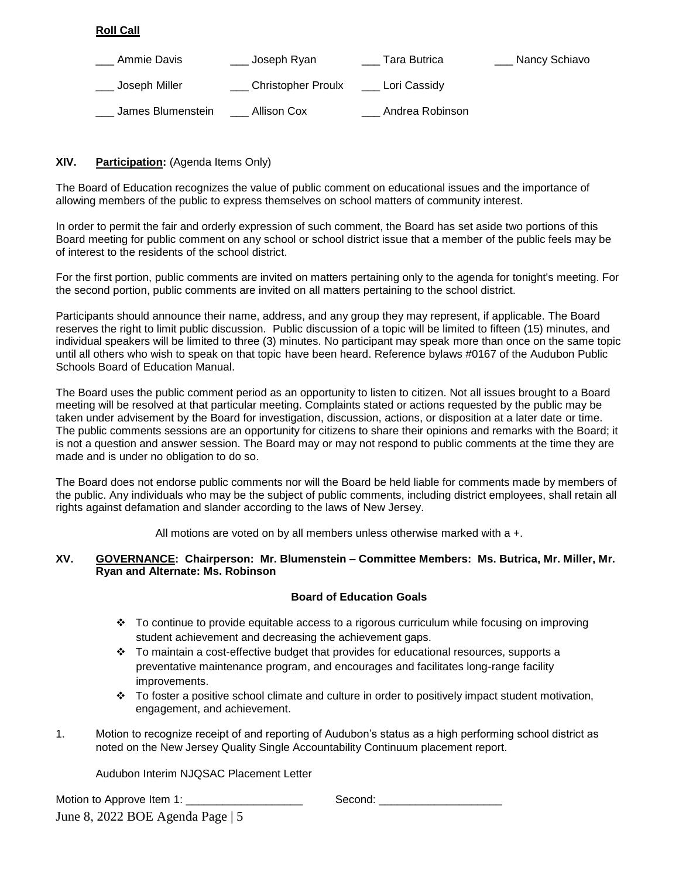**Roll Call**

| | | | |
|---|---|---|---|
| ___ Ammie Davis | ___ Joseph Ryan | ___ Tara Butrica | ___ Nancy Schiavo |
| ___ Joseph Miller | ___ Christopher Proulx | ___ Lori Cassidy | |
| ___ James Blumenstein | ___ Allison Cox | ___ Andrea Robinson | |

**XIV. Participation:** (Agenda Items Only)

The Board of Education recognizes the value of public comment on educational issues and the importance of allowing members of the public to express themselves on school matters of community interest.

In order to permit the fair and orderly expression of such comment, the Board has set aside two portions of this Board meeting for public comment on any school or school district issue that a member of the public feels may be of interest to the residents of the school district.

For the first portion, public comments are invited on matters pertaining only to the agenda for tonight's meeting. For the second portion, public comments are invited on all matters pertaining to the school district.

Participants should announce their name, address, and any group they may represent, if applicable. The Board reserves the right to limit public discussion. Public discussion of a topic will be limited to fifteen (15) minutes, and individual speakers will be limited to three (3) minutes. No participant may speak more than once on the same topic until all others who wish to speak on that topic have been heard. Reference bylaws #0167 of the Audubon Public Schools Board of Education Manual.

The Board uses the public comment period as an opportunity to listen to citizen. Not all issues brought to a Board meeting will be resolved at that particular meeting. Complaints stated or actions requested by the public may be taken under advisement by the Board for investigation, discussion, actions, or disposition at a later date or time. The public comments sessions are an opportunity for citizens to share their opinions and remarks with the Board; it is not a question and answer session. The Board may or may not respond to public comments at the time they are made and is under no obligation to do so.

The Board does not endorse public comments nor will the Board be held liable for comments made by members of the public. Any individuals who may be the subject of public comments, including district employees, shall retain all rights against defamation and slander according to the laws of New Jersey.

All motions are voted on by all members unless otherwise marked with a +.

**XV. GOVERNANCE: Chairperson: Mr. Blumenstein – Committee Members: Ms. Butrica, Mr. Miller, Mr. Ryan and Alternate: Ms. Robinson**

**Board of Education Goals**

- To continue to provide equitable access to a rigorous curriculum while focusing on improving student achievement and decreasing the achievement gaps.
- To maintain a cost-effective budget that provides for educational resources, supports a preventative maintenance program, and encourages and facilitates long-range facility improvements.
- To foster a positive school climate and culture in order to positively impact student motivation, engagement, and achievement.

1. Motion to recognize receipt of and reporting of Audubon's status as a high performing school district as noted on the New Jersey Quality Single Accountability Continuum placement report.

   Audubon Interim NJQSAC Placement Letter

Motion to Approve Item 1: ___________________ Second: ____________________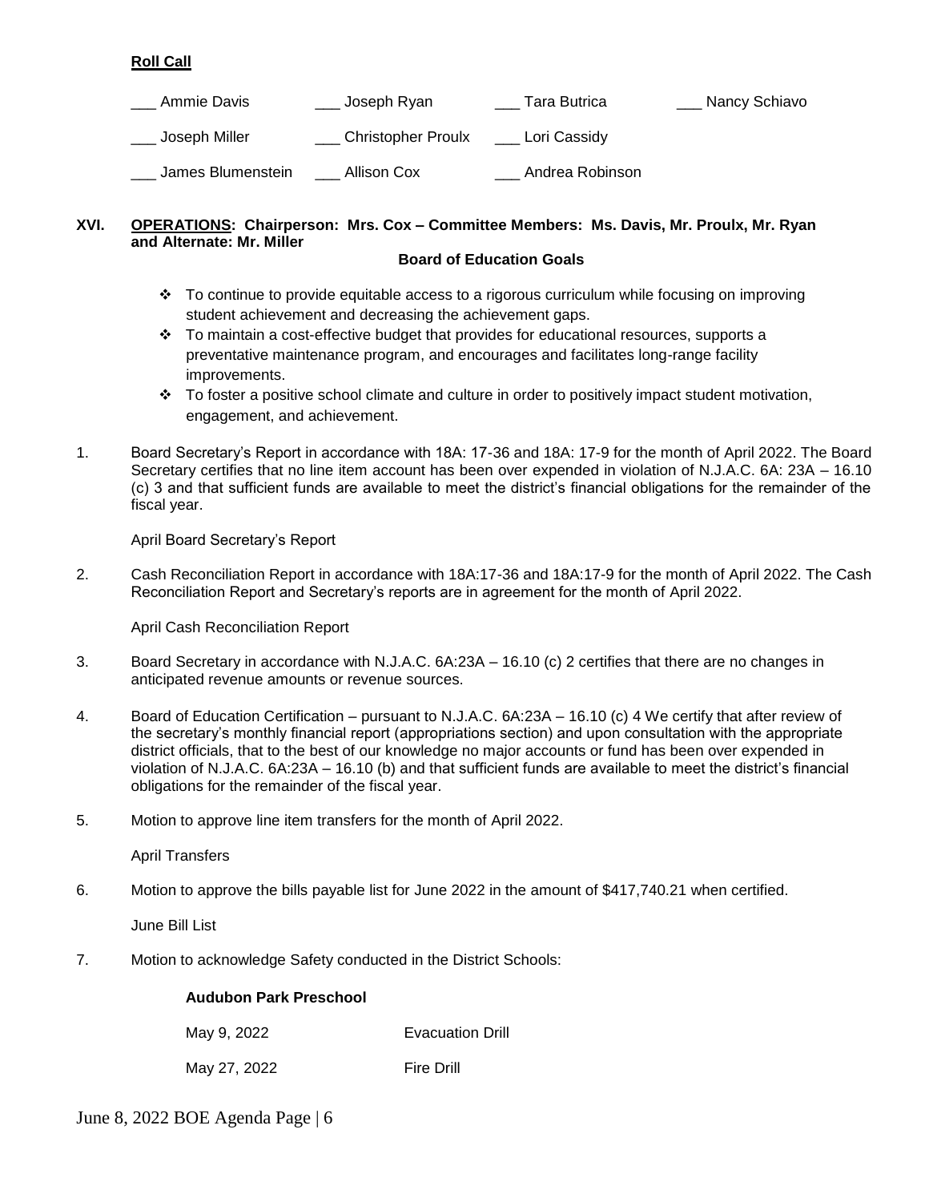**Roll Call**

___ Ammie Davis ___ Joseph Ryan ___ Tara Butrica ___ Nancy Schiavo

___ Joseph Miller ___ Christopher Proulx ___ Lori Cassidy

___ James Blumenstein ___ Allison Cox ___ Andrea Robinson

**XVI. OPERATIONS: Chairperson: Mrs. Cox – Committee Members: Ms. Davis, Mr. Proulx, Mr. Ryan and Alternate: Mr. Miller**

**Board of Education Goals**

- ❖ To continue to provide equitable access to a rigorous curriculum while focusing on improving student achievement and decreasing the achievement gaps.
- ❖ To maintain a cost-effective budget that provides for educational resources, supports a preventative maintenance program, and encourages and facilitates long-range facility improvements.
- ❖ To foster a positive school climate and culture in order to positively impact student motivation, engagement, and achievement.

1. Board Secretary's Report in accordance with 18A: 17-36 and 18A: 17-9 for the month of April 2022. The Board Secretary certifies that no line item account has been over expended in violation of N.J.A.C. 6A: 23A – 16.10 (c) 3 and that sufficient funds are available to meet the district's financial obligations for the remainder of the fiscal year.

   April Board Secretary's Report

2. Cash Reconciliation Report in accordance with 18A:17-36 and 18A:17-9 for the month of April 2022. The Cash Reconciliation Report and Secretary's reports are in agreement for the month of April 2022.

   April Cash Reconciliation Report

3. Board Secretary in accordance with N.J.A.C. 6A:23A – 16.10 (c) 2 certifies that there are no changes in anticipated revenue amounts or revenue sources.

4. Board of Education Certification – pursuant to N.J.A.C. 6A:23A – 16.10 (c) 4 We certify that after review of the secretary's monthly financial report (appropriations section) and upon consultation with the appropriate district officials, that to the best of our knowledge no major accounts or fund has been over expended in violation of N.J.A.C. 6A:23A – 16.10 (b) and that sufficient funds are available to meet the district's financial obligations for the remainder of the fiscal year.

5. Motion to approve line item transfers for the month of April 2022.

   April Transfers

6. Motion to approve the bills payable list for June 2022 in the amount of $417,740.21 when certified.

   June Bill List

7. Motion to acknowledge Safety conducted in the District Schools:

   **Audubon Park Preschool**

   | | |
   |---|---|
   | May 9, 2022 | Evacuation Drill |
   | May 27, 2022 | Fire Drill |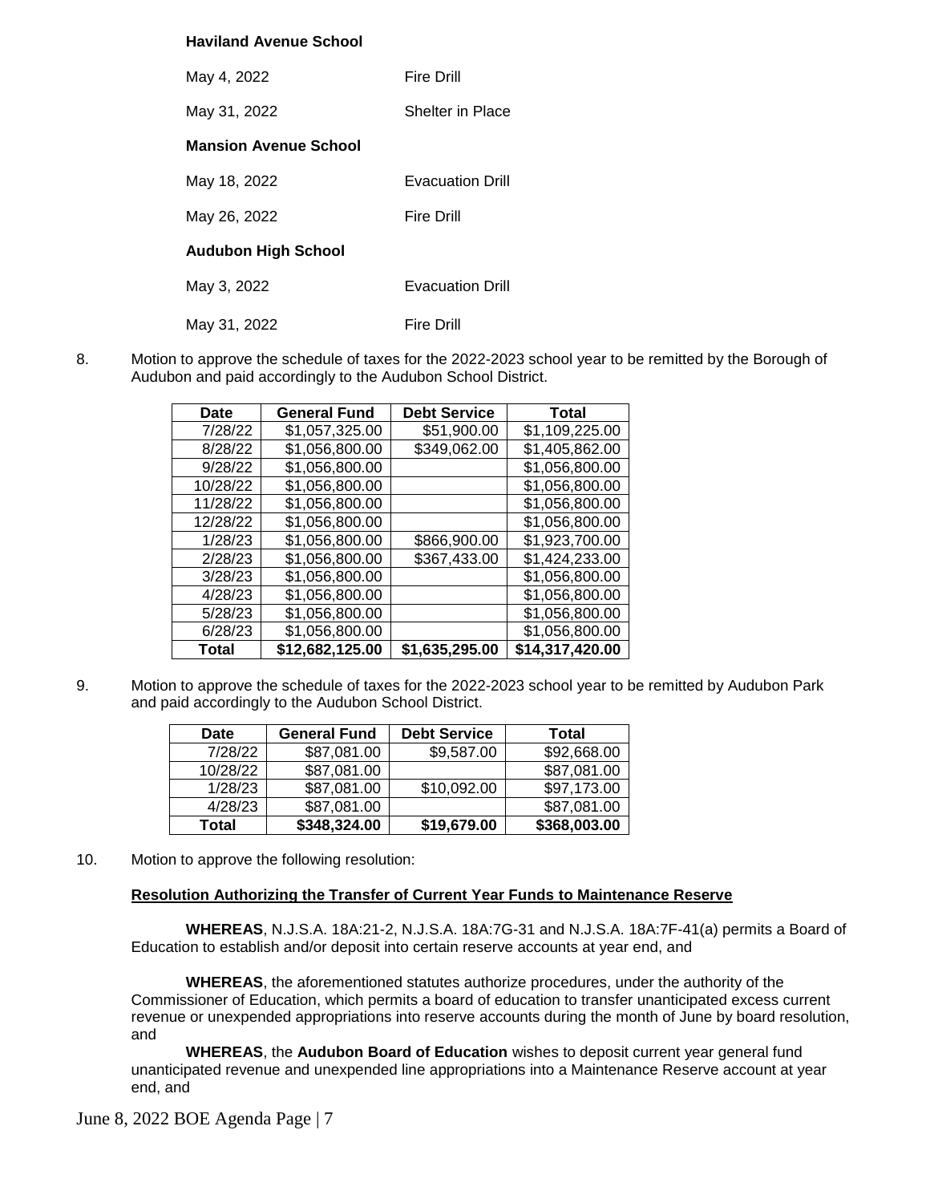**Haviland Avenue School**

May 4, 2022 Fire Drill

May 31, 2022 Shelter in Place

**Mansion Avenue School**

May 18, 2022 Evacuation Drill

May 26, 2022 Fire Drill

**Audubon High School**

May 3, 2022 Evacuation Drill

May 31, 2022 Fire Drill

8. Motion to approve the schedule of taxes for the 2022-2023 school year to be remitted by the Borough of Audubon and paid accordingly to the Audubon School District.

| Date | General Fund | Debt Service | Total |
|---|---|---|---|
| 7/28/22 | $1,057,325.00 | $51,900.00 | $1,109,225.00 |
| 8/28/22 | $1,056,800.00 | $349,062.00 | $1,405,862.00 |
| 9/28/22 | $1,056,800.00 | | $1,056,800.00 |
| 10/28/22 | $1,056,800.00 | | $1,056,800.00 |
| 11/28/22 | $1,056,800.00 | | $1,056,800.00 |
| 12/28/22 | $1,056,800.00 | | $1,056,800.00 |
| 1/28/23 | $1,056,800.00 | $866,900.00 | $1,923,700.00 |
| 2/28/23 | $1,056,800.00 | $367,433.00 | $1,424,233.00 |
| 3/28/23 | $1,056,800.00 | | $1,056,800.00 |
| 4/28/23 | $1,056,800.00 | | $1,056,800.00 |
| 5/28/23 | $1,056,800.00 | | $1,056,800.00 |
| 6/28/23 | $1,056,800.00 | | $1,056,800.00 |
| **Total** | **$12,682,125.00** | **$1,635,295.00** | **$14,317,420.00** |

9. Motion to approve the schedule of taxes for the 2022-2023 school year to be remitted by Audubon Park and paid accordingly to the Audubon School District.

| Date | General Fund | Debt Service | Total |
|---|---|---|---|
| 7/28/22 | $87,081.00 | $9,587.00 | $92,668.00 |
| 10/28/22 | $87,081.00 | | $87,081.00 |
| 1/28/23 | $87,081.00 | $10,092.00 | $97,173.00 |
| 4/28/23 | $87,081.00 | | $87,081.00 |
| **Total** | **$348,324.00** | **$19,679.00** | **$368,003.00** |

10. Motion to approve the following resolution:

**Resolution Authorizing the Transfer of Current Year Funds to Maintenance Reserve**

**WHEREAS**, N.J.S.A. 18A:21-2, N.J.S.A. 18A:7G-31 and N.J.S.A. 18A:7F-41(a) permits a Board of Education to establish and/or deposit into certain reserve accounts at year end, and

**WHEREAS**, the aforementioned statutes authorize procedures, under the authority of the Commissioner of Education, which permits a board of education to transfer unanticipated excess current revenue or unexpended appropriations into reserve accounts during the month of June by board resolution, and

**WHEREAS**, the **Audubon Board of Education** wishes to deposit current year general fund unanticipated revenue and unexpended line appropriations into a Maintenance Reserve account at year end, and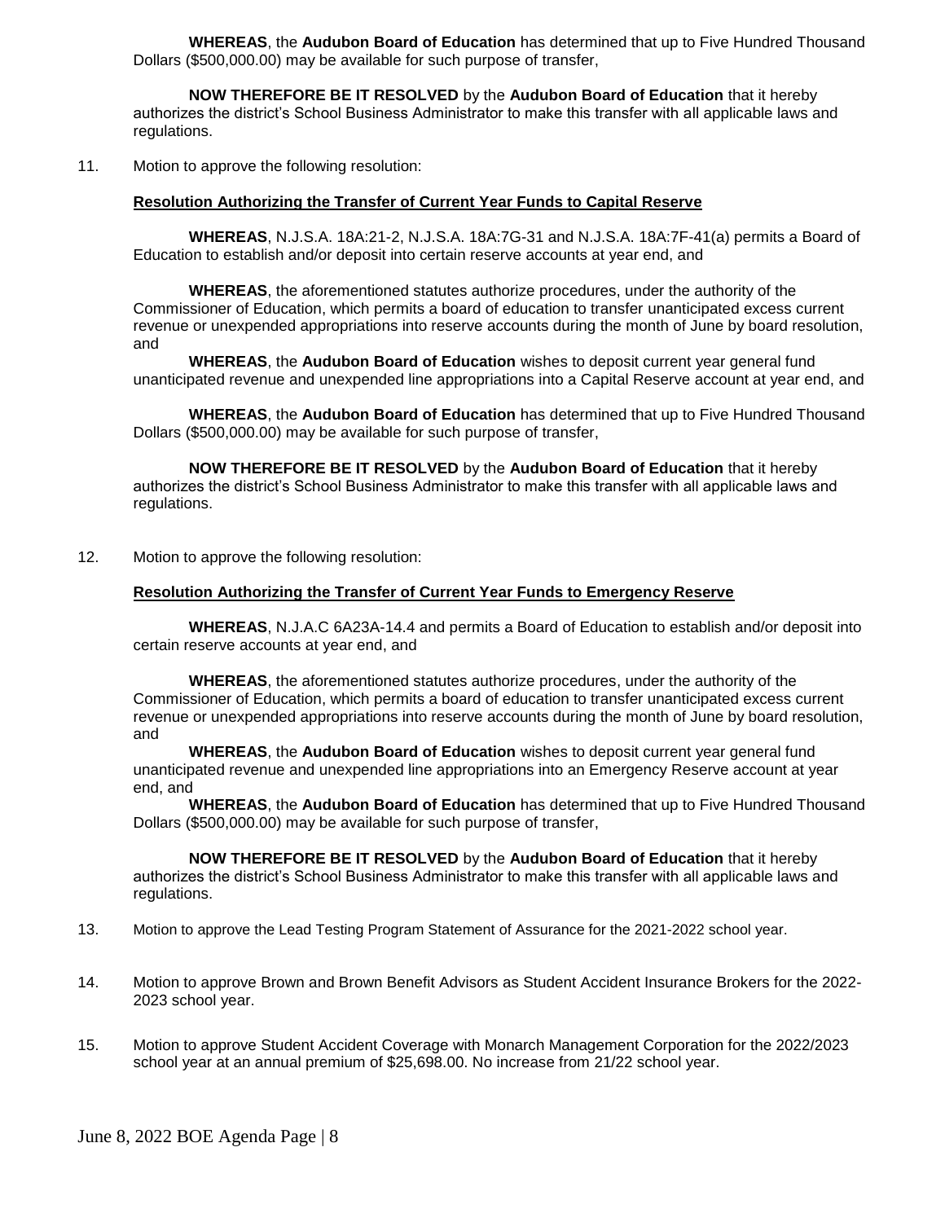**WHEREAS**, the **Audubon Board of Education** has determined that up to Five Hundred Thousand Dollars ($500,000.00) may be available for such purpose of transfer,

**NOW THEREFORE BE IT RESOLVED** by the **Audubon Board of Education** that it hereby authorizes the district's School Business Administrator to make this transfer with all applicable laws and regulations.

11. Motion to approve the following resolution:

**Resolution Authorizing the Transfer of Current Year Funds to Capital Reserve**

**WHEREAS**, N.J.S.A. 18A:21-2, N.J.S.A. 18A:7G-31 and N.J.S.A. 18A:7F-41(a) permits a Board of Education to establish and/or deposit into certain reserve accounts at year end, and

**WHEREAS**, the aforementioned statutes authorize procedures, under the authority of the Commissioner of Education, which permits a board of education to transfer unanticipated excess current revenue or unexpended appropriations into reserve accounts during the month of June by board resolution, and

**WHEREAS**, the **Audubon Board of Education** wishes to deposit current year general fund unanticipated revenue and unexpended line appropriations into a Capital Reserve account at year end, and

**WHEREAS**, the **Audubon Board of Education** has determined that up to Five Hundred Thousand Dollars ($500,000.00) may be available for such purpose of transfer,

**NOW THEREFORE BE IT RESOLVED** by the **Audubon Board of Education** that it hereby authorizes the district's School Business Administrator to make this transfer with all applicable laws and regulations.

12. Motion to approve the following resolution:

**Resolution Authorizing the Transfer of Current Year Funds to Emergency Reserve**

**WHEREAS**, N.J.A.C 6A23A-14.4 and permits a Board of Education to establish and/or deposit into certain reserve accounts at year end, and

**WHEREAS**, the aforementioned statutes authorize procedures, under the authority of the Commissioner of Education, which permits a board of education to transfer unanticipated excess current revenue or unexpended appropriations into reserve accounts during the month of June by board resolution, and

**WHEREAS**, the **Audubon Board of Education** wishes to deposit current year general fund unanticipated revenue and unexpended line appropriations into an Emergency Reserve account at year end, and

**WHEREAS**, the **Audubon Board of Education** has determined that up to Five Hundred Thousand Dollars ($500,000.00) may be available for such purpose of transfer,

**NOW THEREFORE BE IT RESOLVED** by the **Audubon Board of Education** that it hereby authorizes the district's School Business Administrator to make this transfer with all applicable laws and regulations.

13. Motion to approve the Lead Testing Program Statement of Assurance for the 2021-2022 school year.

14. Motion to approve Brown and Brown Benefit Advisors as Student Accident Insurance Brokers for the 2022-2023 school year.

15. Motion to approve Student Accident Coverage with Monarch Management Corporation for the 2022/2023 school year at an annual premium of $25,698.00. No increase from 21/22 school year.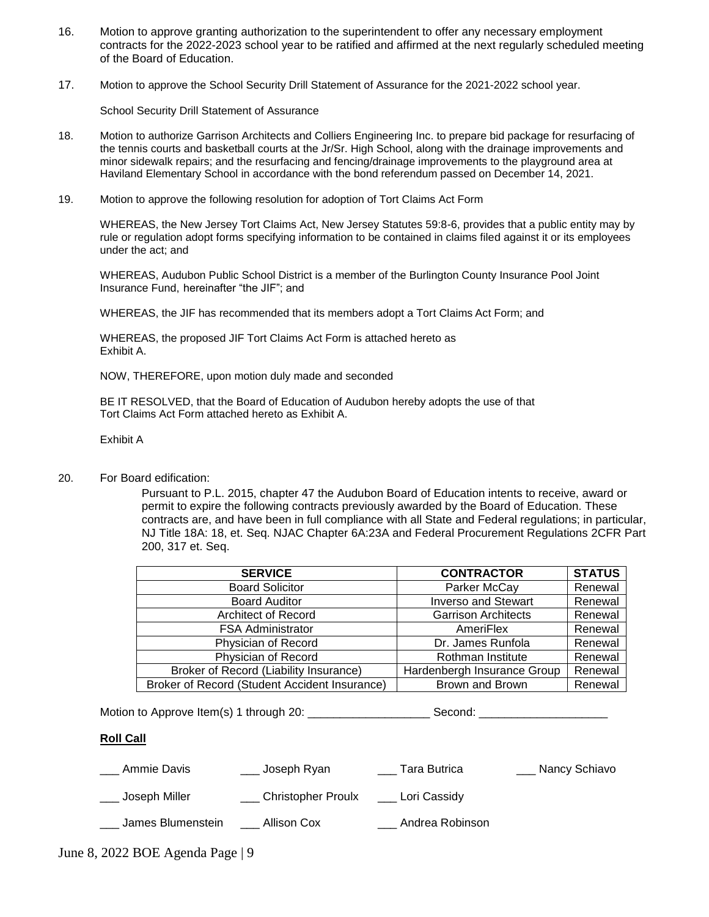16. Motion to approve granting authorization to the superintendent to offer any necessary employment contracts for the 2022-2023 school year to be ratified and affirmed at the next regularly scheduled meeting of the Board of Education.

17. Motion to approve the School Security Drill Statement of Assurance for the 2021-2022 school year.

    School Security Drill Statement of Assurance

18. Motion to authorize Garrison Architects and Colliers Engineering Inc. to prepare bid package for resurfacing of the tennis courts and basketball courts at the Jr/Sr. High School, along with the drainage improvements and minor sidewalk repairs; and the resurfacing and fencing/drainage improvements to the playground area at Haviland Elementary School in accordance with the bond referendum passed on December 14, 2021.

19. Motion to approve the following resolution for adoption of Tort Claims Act Form

    WHEREAS, the New Jersey Tort Claims Act, New Jersey Statutes 59:8-6, provides that a public entity may by rule or regulation adopt forms specifying information to be contained in claims filed against it or its employees under the act; and

    WHEREAS, Audubon Public School District is a member of the Burlington County Insurance Pool Joint Insurance Fund, hereinafter "the JIF"; and

    WHEREAS, the JIF has recommended that its members adopt a Tort Claims Act Form; and

    WHEREAS, the proposed JIF Tort Claims Act Form is attached hereto as Exhibit A.

    NOW, THEREFORE, upon motion duly made and seconded

    BE IT RESOLVED, that the Board of Education of Audubon hereby adopts the use of that Tort Claims Act Form attached hereto as Exhibit A.

    Exhibit A

20. For Board edification:

    Pursuant to P.L. 2015, chapter 47 the Audubon Board of Education intents to receive, award or permit to expire the following contracts previously awarded by the Board of Education. These contracts are, and have been in full compliance with all State and Federal regulations; in particular, NJ Title 18A: 18, et. Seq. NJAC Chapter 6A:23A and Federal Procurement Regulations 2CFR Part 200, 317 et. Seq.

| SERVICE | CONTRACTOR | STATUS |
|---|---|---|
| Board Solicitor | Parker McCay | Renewal |
| Board Auditor | Inverso and Stewart | Renewal |
| Architect of Record | Garrison Architects | Renewal |
| FSA Administrator | AmeriFlex | Renewal |
| Physician of Record | Dr. James Runfola | Renewal |
| Physician of Record | Rothman Institute | Renewal |
| Broker of Record (Liability Insurance) | Hardenbergh Insurance Group | Renewal |
| Broker of Record (Student Accident Insurance) | Brown and Brown | Renewal |

Motion to Approve Item(s) 1 through 20: ___________________ Second: ____________________

**Roll Call**

___ Ammie Davis ___ Joseph Ryan ___ Tara Butrica ___ Nancy Schiavo

___ Joseph Miller ___ Christopher Proulx ___ Lori Cassidy

___ James Blumenstein ___ Allison Cox ___ Andrea Robinson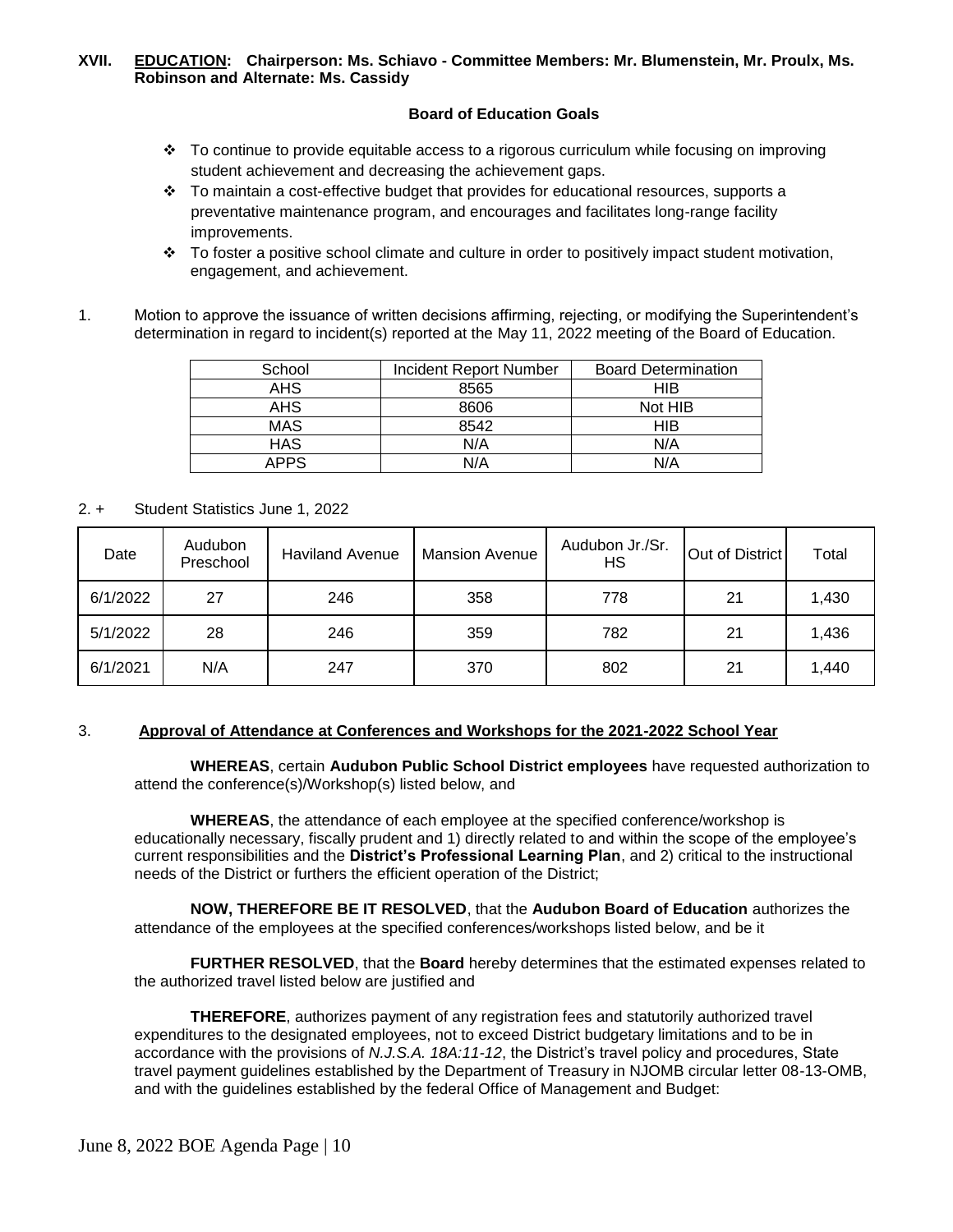## XVII. EDUCATION: Chairperson: Ms. Schiavo - Committee Members: Mr. Blumenstein, Mr. Proulx, Ms. Robinson and Alternate: Ms. Cassidy

### Board of Education Goals

- To continue to provide equitable access to a rigorous curriculum while focusing on improving student achievement and decreasing the achievement gaps.
- To maintain a cost-effective budget that provides for educational resources, supports a preventative maintenance program, and encourages and facilitates long-range facility improvements.
- To foster a positive school climate and culture in order to positively impact student motivation, engagement, and achievement.

1. Motion to approve the issuance of written decisions affirming, rejecting, or modifying the Superintendent's determination in regard to incident(s) reported at the May 11, 2022 meeting of the Board of Education.

| School | Incident Report Number | Board Determination |
|---|---|---|
| AHS | 8565 | HIB |
| AHS | 8606 | Not HIB |
| MAS | 8542 | HIB |
| HAS | N/A | N/A |
| APPS | N/A | N/A |

2. + Student Statistics June 1, 2022

| Date | Audubon Preschool | Haviland Avenue | Mansion Avenue | Audubon Jr./Sr. HS | Out of District | Total |
|---|---|---|---|---|---|---|
| 6/1/2022 | 27 | 246 | 358 | 778 | 21 | 1,430 |
| 5/1/2022 | 28 | 246 | 359 | 782 | 21 | 1,436 |
| 6/1/2021 | N/A | 247 | 370 | 802 | 21 | 1,440 |

3. **Approval of Attendance at Conferences and Workshops for the 2021-2022 School Year**

**WHEREAS**, certain **Audubon Public School District employees** have requested authorization to attend the conference(s)/Workshop(s) listed below, and

**WHEREAS**, the attendance of each employee at the specified conference/workshop is educationally necessary, fiscally prudent and 1) directly related to and within the scope of the employee's current responsibilities and the **District's Professional Learning Plan**, and 2) critical to the instructional needs of the District or furthers the efficient operation of the District;

**NOW, THEREFORE BE IT RESOLVED**, that the **Audubon Board of Education** authorizes the attendance of the employees at the specified conferences/workshops listed below, and be it

**FURTHER RESOLVED**, that the **Board** hereby determines that the estimated expenses related to the authorized travel listed below are justified and

**THEREFORE**, authorizes payment of any registration fees and statutorily authorized travel expenditures to the designated employees, not to exceed District budgetary limitations and to be in accordance with the provisions of *N.J.S.A. 18A:11-12*, the District's travel policy and procedures, State travel payment guidelines established by the Department of Treasury in NJOMB circular letter 08-13-OMB, and with the guidelines established by the federal Office of Management and Budget: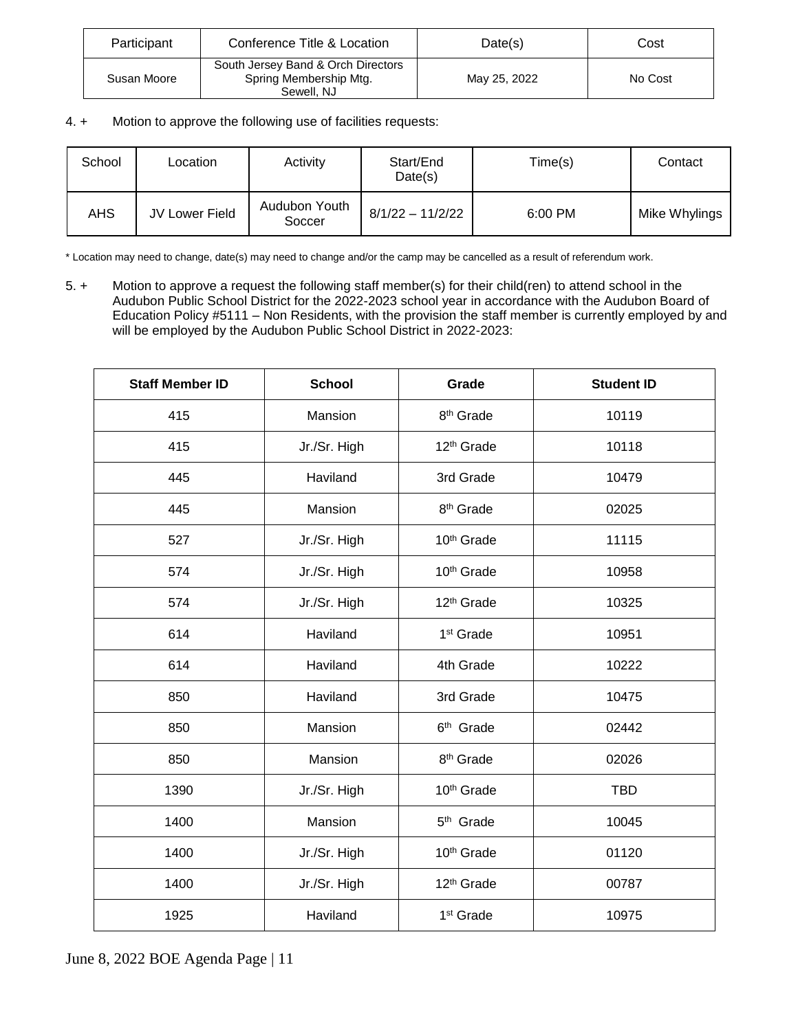| Participant | Conference Title & Location | Date(s) | Cost |
|---|---|---|---|
| Susan Moore | South Jersey Band & Orch Directors Spring Membership Mtg. Sewell, NJ | May 25, 2022 | No Cost |

4. + Motion to approve the following use of facilities requests:

| School | Location | Activity | Start/End Date(s) | Time(s) | Contact |
|---|---|---|---|---|---|
| AHS | JV Lower Field | Audubon Youth Soccer | 8/1/22 – 11/2/22 | 6:00 PM | Mike Whylings |

\* Location may need to change, date(s) may need to change and/or the camp may be cancelled as a result of referendum work.

5. + Motion to approve a request the following staff member(s) for their child(ren) to attend school in the Audubon Public School District for the 2022-2023 school year in accordance with the Audubon Board of Education Policy #5111 – Non Residents, with the provision the staff member is currently employed by and will be employed by the Audubon Public School District in 2022-2023:

| **Staff Member ID** | **School** | **Grade** | **Student ID** |
|---|---|---|---|
| 415 | Mansion | 8th Grade | 10119 |
| 415 | Jr./Sr. High | 12th Grade | 10118 |
| 445 | Haviland | 3rd Grade | 10479 |
| 445 | Mansion | 8th Grade | 02025 |
| 527 | Jr./Sr. High | 10th Grade | 11115 |
| 574 | Jr./Sr. High | 10th Grade | 10958 |
| 574 | Jr./Sr. High | 12th Grade | 10325 |
| 614 | Haviland | 1st Grade | 10951 |
| 614 | Haviland | 4th Grade | 10222 |
| 850 | Haviland | 3rd Grade | 10475 |
| 850 | Mansion | 6th Grade | 02442 |
| 850 | Mansion | 8th Grade | 02026 |
| 1390 | Jr./Sr. High | 10th Grade | TBD |
| 1400 | Mansion | 5th Grade | 10045 |
| 1400 | Jr./Sr. High | 10th Grade | 01120 |
| 1400 | Jr./Sr. High | 12th Grade | 00787 |
| 1925 | Haviland | 1st Grade | 10975 |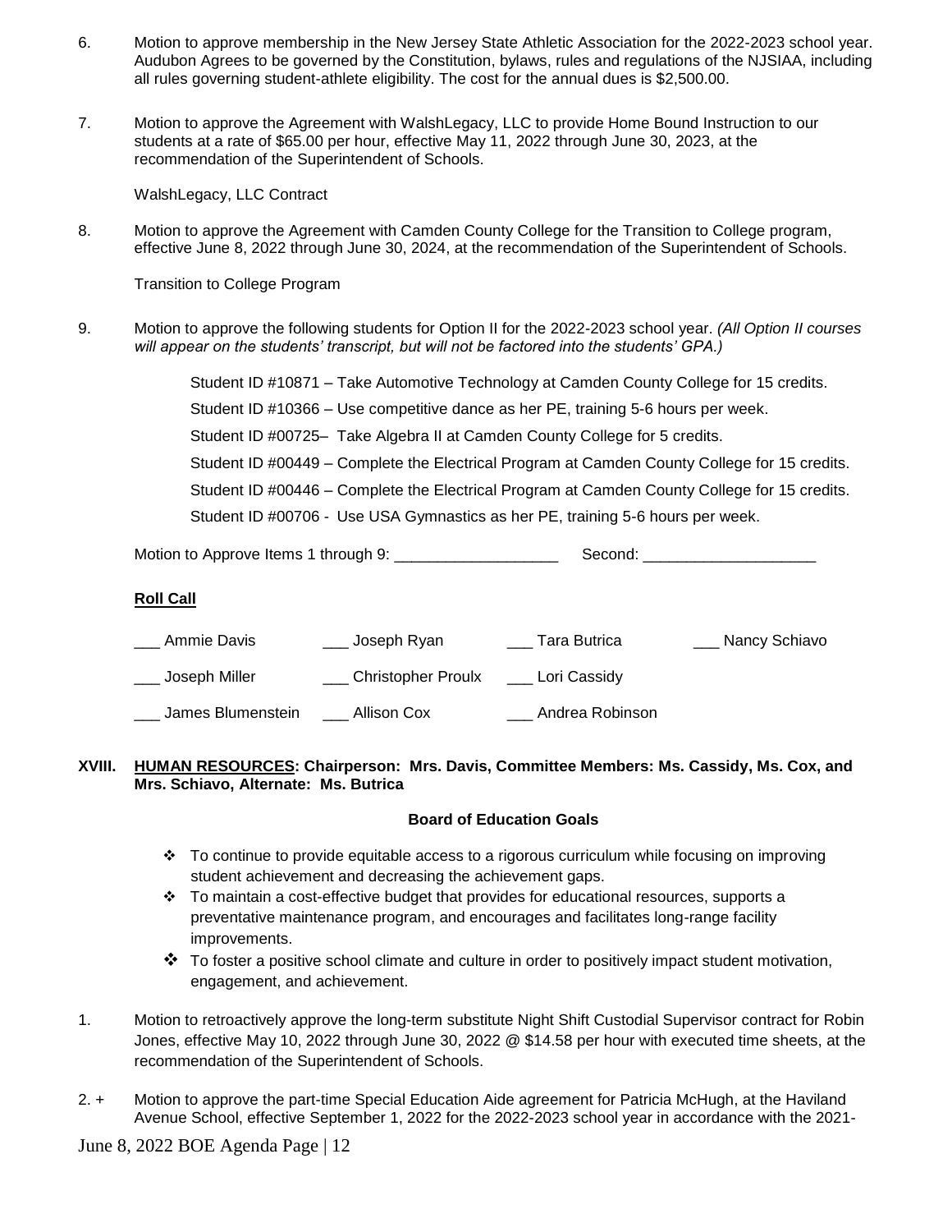6. Motion to approve membership in the New Jersey State Athletic Association for the 2022-2023 school year. Audubon Agrees to be governed by the Constitution, bylaws, rules and regulations of the NJSIAA, including all rules governing student-athlete eligibility. The cost for the annual dues is $2,500.00.

7. Motion to approve the Agreement with WalshLegacy, LLC to provide Home Bound Instruction to our students at a rate of $65.00 per hour, effective May 11, 2022 through June 30, 2023, at the recommendation of the Superintendent of Schools.

   WalshLegacy, LLC Contract

8. Motion to approve the Agreement with Camden County College for the Transition to College program, effective June 8, 2022 through June 30, 2024, at the recommendation of the Superintendent of Schools.

   Transition to College Program

9. Motion to approve the following students for Option II for the 2022-2023 school year. *(All Option II courses will appear on the students' transcript, but will not be factored into the students' GPA.)*

   Student ID #10871 – Take Automotive Technology at Camden County College for 15 credits.

   Student ID #10366 – Use competitive dance as her PE, training 5-6 hours per week.

   Student ID #00725– Take Algebra II at Camden County College for 5 credits.

   Student ID #00449 – Complete the Electrical Program at Camden County College for 15 credits.

   Student ID #00446 – Complete the Electrical Program at Camden County College for 15 credits.

   Student ID #00706 - Use USA Gymnastics as her PE, training 5-6 hours per week.

Motion to Approve Items 1 through 9: ___________________ Second: ____________________

**Roll Call**

___ Ammie Davis ___ Joseph Ryan ___ Tara Butrica ___ Nancy Schiavo

___ Joseph Miller ___ Christopher Proulx ___ Lori Cassidy

___ James Blumenstein ___ Allison Cox ___ Andrea Robinson

**XVIII. <u>HUMAN RESOURCES</u>: Chairperson: Mrs. Davis, Committee Members: Ms. Cassidy, Ms. Cox, and Mrs. Schiavo, Alternate: Ms. Butrica**

**Board of Education Goals**

- ❖ To continue to provide equitable access to a rigorous curriculum while focusing on improving student achievement and decreasing the achievement gaps.
- ❖ To maintain a cost-effective budget that provides for educational resources, supports a preventative maintenance program, and encourages and facilitates long-range facility improvements.
- ❖ To foster a positive school climate and culture in order to positively impact student motivation, engagement, and achievement.

1. Motion to retroactively approve the long-term substitute Night Shift Custodial Supervisor contract for Robin Jones, effective May 10, 2022 through June 30, 2022 @ $14.58 per hour with executed time sheets, at the recommendation of the Superintendent of Schools.

2. + Motion to approve the part-time Special Education Aide agreement for Patricia McHugh, at the Haviland Avenue School, effective September 1, 2022 for the 2022-2023 school year in accordance with the 2021-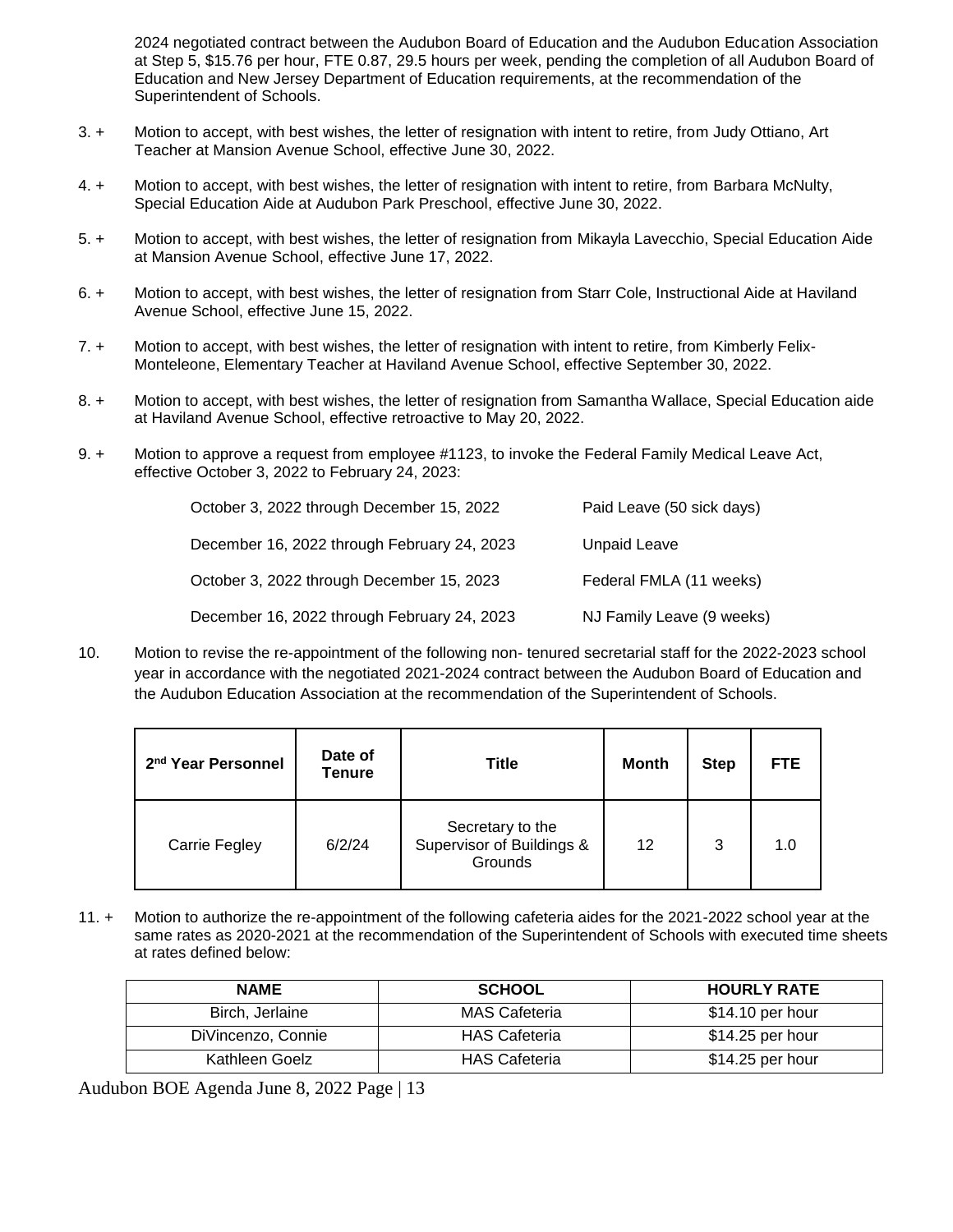2024 negotiated contract between the Audubon Board of Education and the Audubon Education Association at Step 5, $15.76 per hour, FTE 0.87, 29.5 hours per week, pending the completion of all Audubon Board of Education and New Jersey Department of Education requirements, at the recommendation of the Superintendent of Schools.

3. + Motion to accept, with best wishes, the letter of resignation with intent to retire, from Judy Ottiano, Art Teacher at Mansion Avenue School, effective June 30, 2022.

4. + Motion to accept, with best wishes, the letter of resignation with intent to retire, from Barbara McNulty, Special Education Aide at Audubon Park Preschool, effective June 30, 2022.

5. + Motion to accept, with best wishes, the letter of resignation from Mikayla Lavecchio, Special Education Aide at Mansion Avenue School, effective June 17, 2022.

6. + Motion to accept, with best wishes, the letter of resignation from Starr Cole, Instructional Aide at Haviland Avenue School, effective June 15, 2022.

7. + Motion to accept, with best wishes, the letter of resignation with intent to retire, from Kimberly Felix-Monteleone, Elementary Teacher at Haviland Avenue School, effective September 30, 2022.

8. + Motion to accept, with best wishes, the letter of resignation from Samantha Wallace, Special Education aide at Haviland Avenue School, effective retroactive to May 20, 2022.

9. + Motion to approve a request from employee #1123, to invoke the Federal Family Medical Leave Act, effective October 3, 2022 to February 24, 2023:

| | |
|---|---|
| October 3, 2022 through December 15, 2022 | Paid Leave (50 sick days) |
| December 16, 2022 through February 24, 2023 | Unpaid Leave |
| October 3, 2022 through December 15, 2023 | Federal FMLA (11 weeks) |
| December 16, 2022 through February 24, 2023 | NJ Family Leave (9 weeks) |

10. Motion to revise the re-appointment of the following non- tenured secretarial staff for the 2022-2023 school year in accordance with the negotiated 2021-2024 contract between the Audubon Board of Education and the Audubon Education Association at the recommendation of the Superintendent of Schools.

| 2nd Year Personnel | Date of Tenure | Title | Month | Step | FTE |
|---|---|---|---|---|---|
| Carrie Fegley | 6/2/24 | Secretary to the Supervisor of Buildings & Grounds | 12 | 3 | 1.0 |

11. + Motion to authorize the re-appointment of the following cafeteria aides for the 2021-2022 school year at the same rates as 2020-2021 at the recommendation of the Superintendent of Schools with executed time sheets at rates defined below:

| NAME | SCHOOL | HOURLY RATE |
|---|---|---|
| Birch, Jerlaine | MAS Cafeteria | $14.10 per hour |
| DiVincenzo, Connie | HAS Cafeteria | $14.25 per hour |
| Kathleen Goelz | HAS Cafeteria | $14.25 per hour |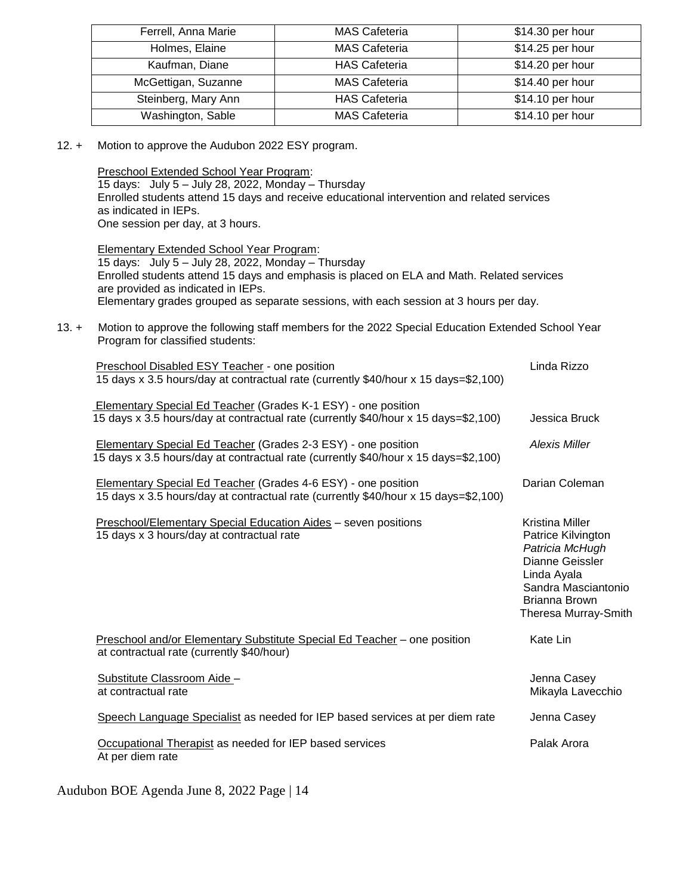| Ferrell, Anna Marie | MAS Cafeteria | $14.30 per hour |
|---|---|---|
| Holmes, Elaine | MAS Cafeteria | $14.25 per hour |
| Kaufman, Diane | HAS Cafeteria | $14.20 per hour |
| McGettigan, Suzanne | MAS Cafeteria | $14.40 per hour |
| Steinberg, Mary Ann | HAS Cafeteria | $14.10 per hour |
| Washington, Sable | MAS Cafeteria | $14.10 per hour |

12. + Motion to approve the Audubon 2022 ESY program.

<u>Preschool Extended School Year Program</u>:
15 days: July 5 – July 28, 2022, Monday – Thursday
Enrolled students attend 15 days and receive educational intervention and related services as indicated in IEPs.
One session per day, at 3 hours.

<u>Elementary Extended School Year Program</u>:
15 days: July 5 – July 28, 2022, Monday – Thursday
Enrolled students attend 15 days and emphasis is placed on ELA and Math. Related services are provided as indicated in IEPs.
Elementary grades grouped as separate sessions, with each session at 3 hours per day.

13. + Motion to approve the following staff members for the 2022 Special Education Extended School Year Program for classified students:

<u>Preschool Disabled ESY Teacher</u> - one position
15 days x 3.5 hours/day at contractual rate (currently $40/hour x 15 days=$2,100) — Linda Rizzo

<u>Elementary Special Ed Teacher</u> (Grades K-1 ESY) - one position
15 days x 3.5 hours/day at contractual rate (currently $40/hour x 15 days=$2,100) — Jessica Bruck

<u>Elementary Special Ed Teacher</u> (Grades 2-3 ESY) - one position
15 days x 3.5 hours/day at contractual rate (currently $40/hour x 15 days=$2,100) — *Alexis Miller*

<u>Elementary Special Ed Teacher</u> (Grades 4-6 ESY) - one position
15 days x 3.5 hours/day at contractual rate (currently $40/hour x 15 days=$2,100) — Darian Coleman

<u>Preschool/Elementary Special Education Aides</u> – seven positions
15 days x 3 hours/day at contractual rate —
Kristina Miller
Patrice Kilvington
*Patricia McHugh*
Dianne Geissler
Linda Ayala
Sandra Masciantonio
Brianna Brown
Theresa Murray-Smith

<u>Preschool and/or Elementary Substitute Special Ed Teacher</u> – one position
at contractual rate (currently $40/hour) — Kate Lin

<u>Substitute Classroom Aide</u> –
at contractual rate —
Jenna Casey
Mikayla Lavecchio

<u>Speech Language Specialist</u> as needed for IEP based services at per diem rate — Jenna Casey

<u>Occupational Therapist</u> as needed for IEP based services
At per diem rate — Palak Arora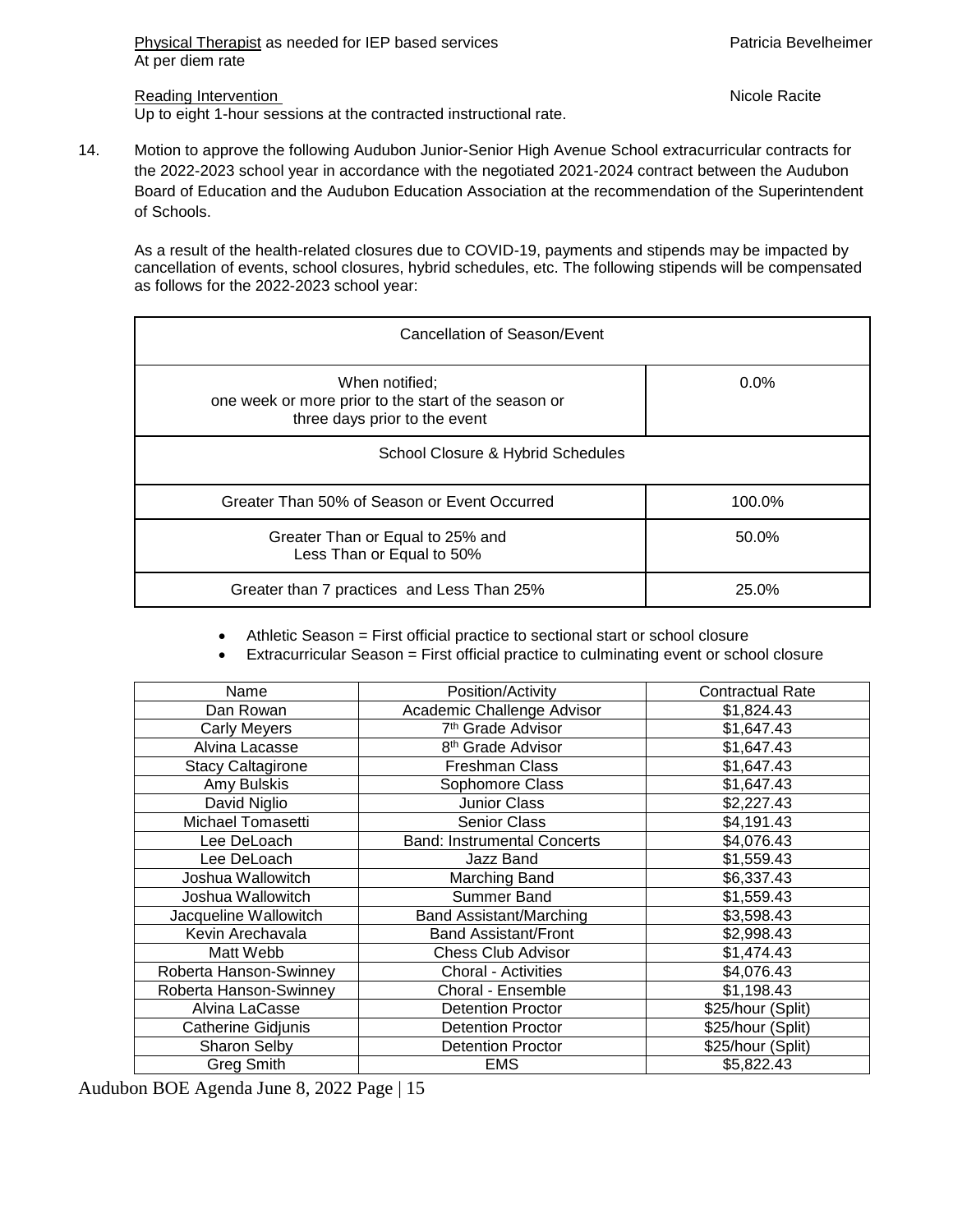Physical Therapist as needed for IEP based services — Patricia Bevelheimer
At per diem rate

Reading Intervention — Nicole Racite
Up to eight 1-hour sessions at the contracted instructional rate.

14. Motion to approve the following Audubon Junior-Senior High Avenue School extracurricular contracts for the 2022-2023 school year in accordance with the negotiated 2021-2024 contract between the Audubon Board of Education and the Audubon Education Association at the recommendation of the Superintendent of Schools.

As a result of the health-related closures due to COVID-19, payments and stipends may be impacted by cancellation of events, school closures, hybrid schedules, etc. The following stipends will be compensated as follows for the 2022-2023 school year:

| Cancellation of Season/Event | |
|---|---|
| When notified; one week or more prior to the start of the season or three days prior to the event | 0.0% |
| School Closure & Hybrid Schedules | |
| Greater Than 50% of Season or Event Occurred | 100.0% |
| Greater Than or Equal to 25% and Less Than or Equal to 50% | 50.0% |
| Greater than 7 practices and Less Than 25% | 25.0% |

- Athletic Season = First official practice to sectional start or school closure
- Extracurricular Season = First official practice to culminating event or school closure

| Name | Position/Activity | Contractual Rate |
|---|---|---|
| Dan Rowan | Academic Challenge Advisor | $1,824.43 |
| Carly Meyers | 7th Grade Advisor | $1,647.43 |
| Alvina Lacasse | 8th Grade Advisor | $1,647.43 |
| Stacy Caltagirone | Freshman Class | $1,647.43 |
| Amy Bulskis | Sophomore Class | $1,647.43 |
| David Niglio | Junior Class | $2,227.43 |
| Michael Tomasetti | Senior Class | $4,191.43 |
| Lee DeLoach | Band: Instrumental Concerts | $4,076.43 |
| Lee DeLoach | Jazz Band | $1,559.43 |
| Joshua Wallowitch | Marching Band | $6,337.43 |
| Joshua Wallowitch | Summer Band | $1,559.43 |
| Jacqueline Wallowitch | Band Assistant/Marching | $3,598.43 |
| Kevin Arechavala | Band Assistant/Front | $2,998.43 |
| Matt Webb | Chess Club Advisor | $1,474.43 |
| Roberta Hanson-Swinney | Choral - Activities | $4,076.43 |
| Roberta Hanson-Swinney | Choral - Ensemble | $1,198.43 |
| Alvina LaCasse | Detention Proctor | $25/hour (Split) |
| Catherine Gidjunis | Detention Proctor | $25/hour (Split) |
| Sharon Selby | Detention Proctor | $25/hour (Split) |
| Greg Smith | EMS | $5,822.43 |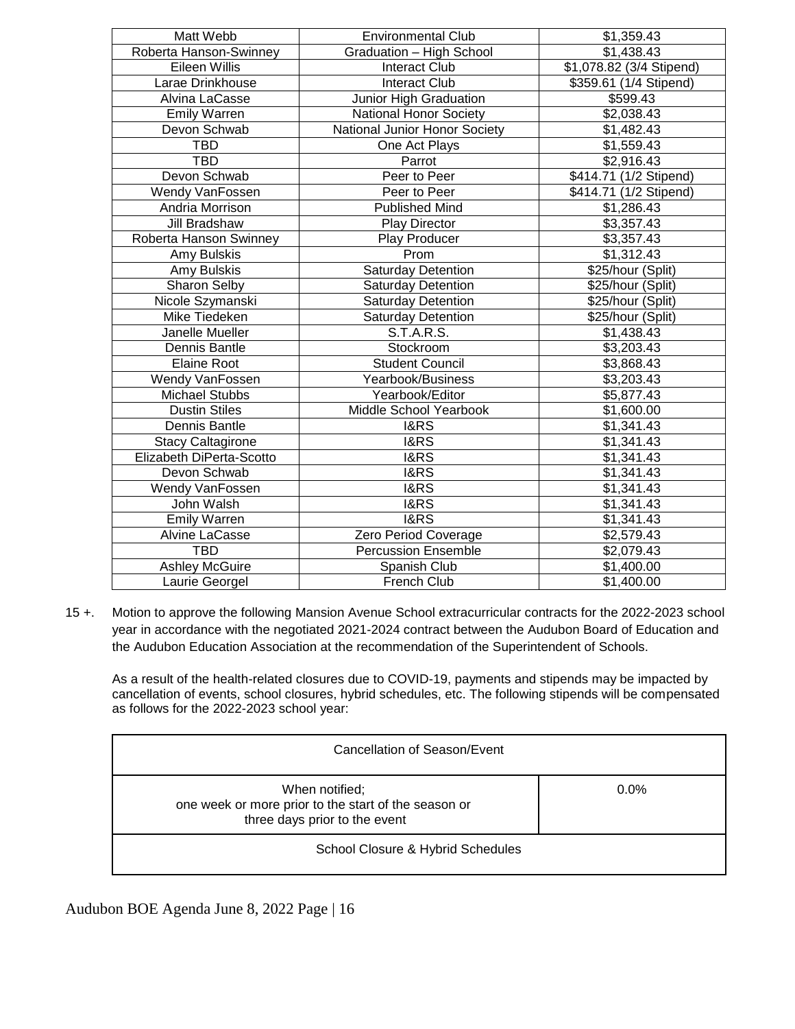| Matt Webb | Environmental Club | $1,359.43 |
|---|---|---|
| Roberta Hanson-Swinney | Graduation – High School | $1,438.43 |
| Eileen Willis | Interact Club | $1,078.82 (3/4 Stipend) |
| Larae Drinkhouse | Interact Club | $359.61 (1/4 Stipend) |
| Alvina LaCasse | Junior High Graduation | $599.43 |
| Emily Warren | National Honor Society | $2,038.43 |
| Devon Schwab | National Junior Honor Society | $1,482.43 |
| TBD | One Act Plays | $1,559.43 |
| TBD | Parrot | $2,916.43 |
| Devon Schwab | Peer to Peer | $414.71 (1/2 Stipend) |
| Wendy VanFossen | Peer to Peer | $414.71 (1/2 Stipend) |
| Andria Morrison | Published Mind | $1,286.43 |
| Jill Bradshaw | Play Director | $3,357.43 |
| Roberta Hanson Swinney | Play Producer | $3,357.43 |
| Amy Bulskis | Prom | $1,312.43 |
| Amy Bulskis | Saturday Detention | $25/hour (Split) |
| Sharon Selby | Saturday Detention | $25/hour (Split) |
| Nicole Szymanski | Saturday Detention | $25/hour (Split) |
| Mike Tiedeken | Saturday Detention | $25/hour (Split) |
| Janelle Mueller | S.T.A.R.S. | $1,438.43 |
| Dennis Bantle | Stockroom | $3,203.43 |
| Elaine Root | Student Council | $3,868.43 |
| Wendy VanFossen | Yearbook/Business | $3,203.43 |
| Michael Stubbs | Yearbook/Editor | $5,877.43 |
| Dustin Stiles | Middle School Yearbook | $1,600.00 |
| Dennis Bantle | I&RS | $1,341.43 |
| Stacy Caltagirone | I&RS | $1,341.43 |
| Elizabeth DiPerta-Scotto | I&RS | $1,341.43 |
| Devon Schwab | I&RS | $1,341.43 |
| Wendy VanFossen | I&RS | $1,341.43 |
| John Walsh | I&RS | $1,341.43 |
| Emily Warren | I&RS | $1,341.43 |
| Alvine LaCasse | Zero Period Coverage | $2,579.43 |
| TBD | Percussion Ensemble | $2,079.43 |
| Ashley McGuire | Spanish Club | $1,400.00 |
| Laurie Georgel | French Club | $1,400.00 |

15 +. Motion to approve the following Mansion Avenue School extracurricular contracts for the 2022-2023 school year in accordance with the negotiated 2021-2024 contract between the Audubon Board of Education and the Audubon Education Association at the recommendation of the Superintendent of Schools.

As a result of the health-related closures due to COVID-19, payments and stipends may be impacted by cancellation of events, school closures, hybrid schedules, etc. The following stipends will be compensated as follows for the 2022-2023 school year:

| Cancellation of Season/Event | |
|---|---|
| When notified; one week or more prior to the start of the season or three days prior to the event | 0.0% |
| School Closure & Hybrid Schedules | |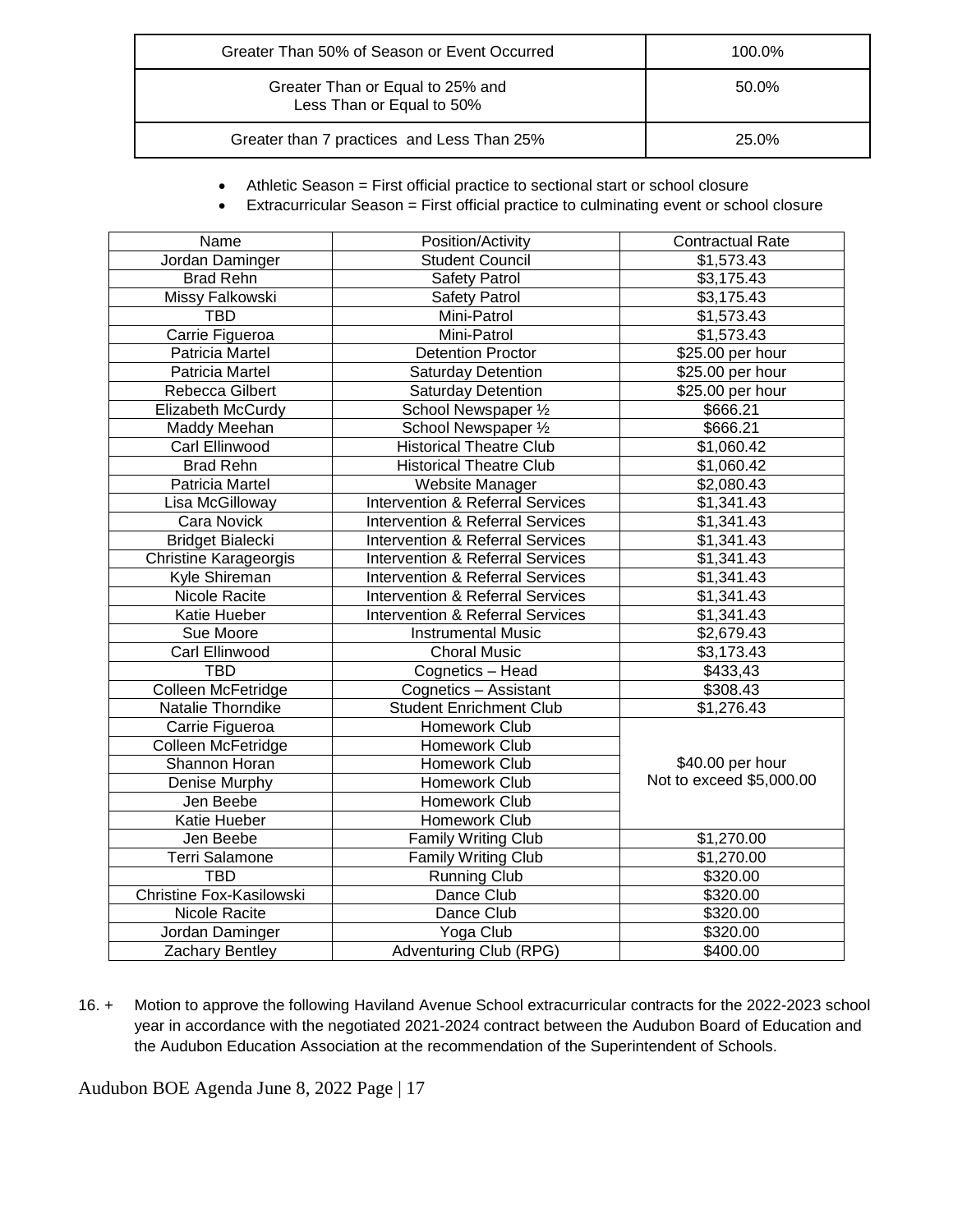| Greater Than 50% of Season or Event Occurred | 100.0% |
|---|---|
| Greater Than or Equal to 25% and Less Than or Equal to 50% | 50.0% |
| Greater than 7 practices and Less Than 25% | 25.0% |

- Athletic Season = First official practice to sectional start or school closure
- Extracurricular Season = First official practice to culminating event or school closure

| Name | Position/Activity | Contractual Rate |
|---|---|---|
| Jordan Daminger | Student Council | $1,573.43 |
| Brad Rehn | Safety Patrol | $3,175.43 |
| Missy Falkowski | Safety Patrol | $3,175.43 |
| TBD | Mini-Patrol | $1,573.43 |
| Carrie Figueroa | Mini-Patrol | $1,573.43 |
| Patricia Martel | Detention Proctor | $25.00 per hour |
| Patricia Martel | Saturday Detention | $25.00 per hour |
| Rebecca Gilbert | Saturday Detention | $25.00 per hour |
| Elizabeth McCurdy | School Newspaper ½ | $666.21 |
| Maddy Meehan | School Newspaper ½ | $666.21 |
| Carl Ellinwood | Historical Theatre Club | $1,060.42 |
| Brad Rehn | Historical Theatre Club | $1,060.42 |
| Patricia Martel | Website Manager | $2,080.43 |
| Lisa McGilloway | Intervention & Referral Services | $1,341.43 |
| Cara Novick | Intervention & Referral Services | $1,341.43 |
| Bridget Bialecki | Intervention & Referral Services | $1,341.43 |
| Christine Karageorgis | Intervention & Referral Services | $1,341.43 |
| Kyle Shireman | Intervention & Referral Services | $1,341.43 |
| Nicole Racite | Intervention & Referral Services | $1,341.43 |
| Katie Hueber | Intervention & Referral Services | $1,341.43 |
| Sue Moore | Instrumental Music | $2,679.43 |
| Carl Ellinwood | Choral Music | $3,173.43 |
| TBD | Cognetics – Head | $433,43 |
| Colleen McFetridge | Cognetics – Assistant | $308.43 |
| Natalie Thorndike | Student Enrichment Club | $1,276.43 |
| Carrie Figueroa | Homework Club | $40.00 per hour Not to exceed $5,000.00 |
| Colleen McFetridge | Homework Club | |
| Shannon Horan | Homework Club | |
| Denise Murphy | Homework Club | |
| Jen Beebe | Homework Club | |
| Katie Hueber | Homework Club | |
| Jen Beebe | Family Writing Club | $1,270.00 |
| Terri Salamone | Family Writing Club | $1,270.00 |
| TBD | Running Club | $320.00 |
| Christine Fox-Kasilowski | Dance Club | $320.00 |
| Nicole Racite | Dance Club | $320.00 |
| Jordan Daminger | Yoga Club | $320.00 |
| Zachary Bentley | Adventuring Club (RPG) | $400.00 |

16. + Motion to approve the following Haviland Avenue School extracurricular contracts for the 2022-2023 school year in accordance with the negotiated 2021-2024 contract between the Audubon Board of Education and the Audubon Education Association at the recommendation of the Superintendent of Schools.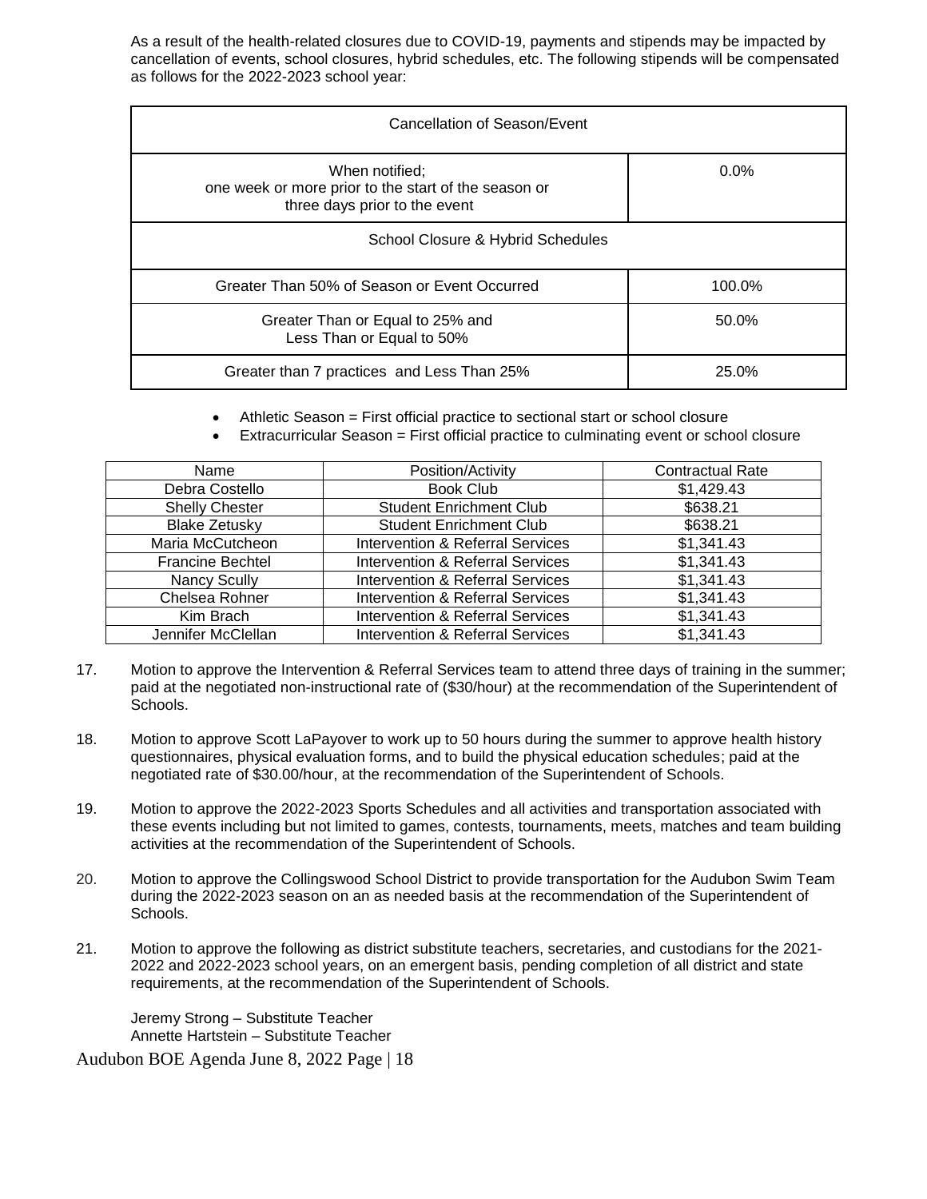As a result of the health-related closures due to COVID-19, payments and stipends may be impacted by cancellation of events, school closures, hybrid schedules, etc. The following stipends will be compensated as follows for the 2022-2023 school year:

| Cancellation of Season/Event | |
|---|---|
| When notified; one week or more prior to the start of the season or three days prior to the event | 0.0% |
| School Closure & Hybrid Schedules | |
| Greater Than 50% of Season or Event Occurred | 100.0% |
| Greater Than or Equal to 25% and Less Than or Equal to 50% | 50.0% |
| Greater than 7 practices and Less Than 25% | 25.0% |

- Athletic Season = First official practice to sectional start or school closure
- Extracurricular Season = First official practice to culminating event or school closure

| Name | Position/Activity | Contractual Rate |
|---|---|---|
| Debra Costello | Book Club | $1,429.43 |
| Shelly Chester | Student Enrichment Club | $638.21 |
| Blake Zetusky | Student Enrichment Club | $638.21 |
| Maria McCutcheon | Intervention & Referral Services | $1,341.43 |
| Francine Bechtel | Intervention & Referral Services | $1,341.43 |
| Nancy Scully | Intervention & Referral Services | $1,341.43 |
| Chelsea Rohner | Intervention & Referral Services | $1,341.43 |
| Kim Brach | Intervention & Referral Services | $1,341.43 |
| Jennifer McClellan | Intervention & Referral Services | $1,341.43 |

17. Motion to approve the Intervention & Referral Services team to attend three days of training in the summer; paid at the negotiated non-instructional rate of ($30/hour) at the recommendation of the Superintendent of Schools.

18. Motion to approve Scott LaPayover to work up to 50 hours during the summer to approve health history questionnaires, physical evaluation forms, and to build the physical education schedules; paid at the negotiated rate of $30.00/hour, at the recommendation of the Superintendent of Schools.

19. Motion to approve the 2022-2023 Sports Schedules and all activities and transportation associated with these events including but not limited to games, contests, tournaments, meets, matches and team building activities at the recommendation of the Superintendent of Schools.

20. Motion to approve the Collingswood School District to provide transportation for the Audubon Swim Team during the 2022-2023 season on an as needed basis at the recommendation of the Superintendent of Schools.

21. Motion to approve the following as district substitute teachers, secretaries, and custodians for the 2021-2022 and 2022-2023 school years, on an emergent basis, pending completion of all district and state requirements, at the recommendation of the Superintendent of Schools.

    Jeremy Strong – Substitute Teacher
    Annette Hartstein – Substitute Teacher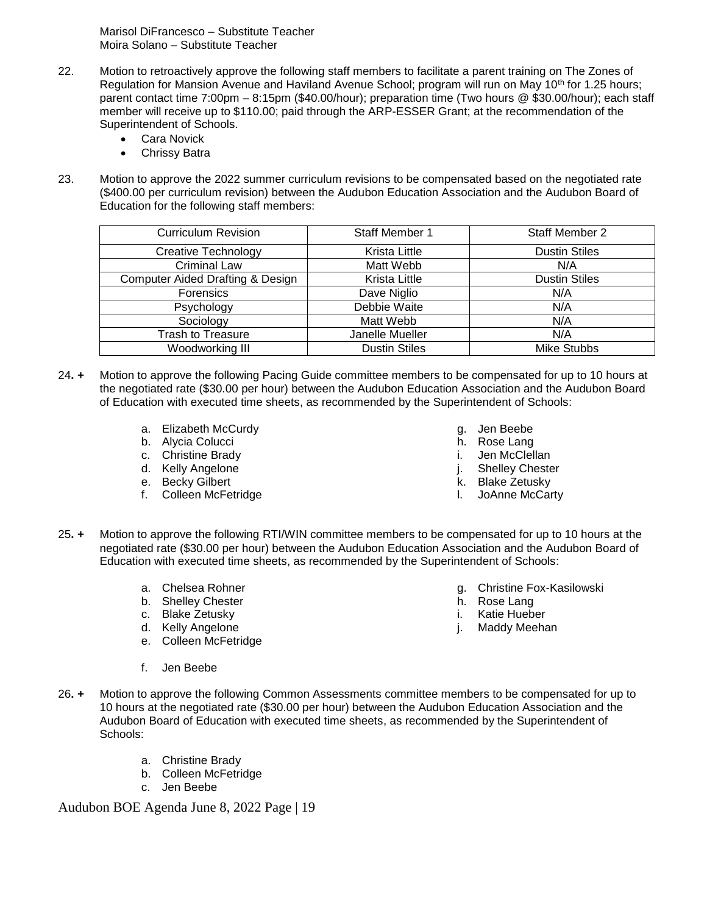Marisol DiFrancesco – Substitute Teacher
Moira Solano – Substitute Teacher

22. Motion to retroactively approve the following staff members to facilitate a parent training on The Zones of Regulation for Mansion Avenue and Haviland Avenue School; program will run on May 10th for 1.25 hours; parent contact time 7:00pm – 8:15pm ($40.00/hour); preparation time (Two hours @ $30.00/hour); each staff member will receive up to $110.00; paid through the ARP-ESSER Grant; at the recommendation of the Superintendent of Schools.
    - Cara Novick
    - Chrissy Batra

23. Motion to approve the 2022 summer curriculum revisions to be compensated based on the negotiated rate ($400.00 per curriculum revision) between the Audubon Education Association and the Audubon Board of Education for the following staff members:

| Curriculum Revision | Staff Member 1 | Staff Member 2 |
|---|---|---|
| Creative Technology | Krista Little | Dustin Stiles |
| Criminal Law | Matt Webb | N/A |
| Computer Aided Drafting & Design | Krista Little | Dustin Stiles |
| Forensics | Dave Niglio | N/A |
| Psychology | Debbie Waite | N/A |
| Sociology | Matt Webb | N/A |
| Trash to Treasure | Janelle Mueller | N/A |
| Woodworking III | Dustin Stiles | Mike Stubbs |

24. + Motion to approve the following Pacing Guide committee members to be compensated for up to 10 hours at the negotiated rate ($30.00 per hour) between the Audubon Education Association and the Audubon Board of Education with executed time sheets, as recommended by the Superintendent of Schools:

    a. Elizabeth McCurdy
    b. Alycia Colucci
    c. Christine Brady
    d. Kelly Angelone
    e. Becky Gilbert
    f. Colleen McFetridge
    g. Jen Beebe
    h. Rose Lang
    i. Jen McClellan
    j. Shelley Chester
    k. Blake Zetusky
    l. JoAnne McCarty

25. + Motion to approve the following RTI/WIN committee members to be compensated for up to 10 hours at the negotiated rate ($30.00 per hour) between the Audubon Education Association and the Audubon Board of Education with executed time sheets, as recommended by the Superintendent of Schools:

    a. Chelsea Rohner
    b. Shelley Chester
    c. Blake Zetusky
    d. Kelly Angelone
    e. Colleen McFetridge
    f. Jen Beebe
    g. Christine Fox-Kasilowski
    h. Rose Lang
    i. Katie Hueber
    j. Maddy Meehan

26. + Motion to approve the following Common Assessments committee members to be compensated for up to 10 hours at the negotiated rate ($30.00 per hour) between the Audubon Education Association and the Audubon Board of Education with executed time sheets, as recommended by the Superintendent of Schools:

    a. Christine Brady
    b. Colleen McFetridge
    c. Jen Beebe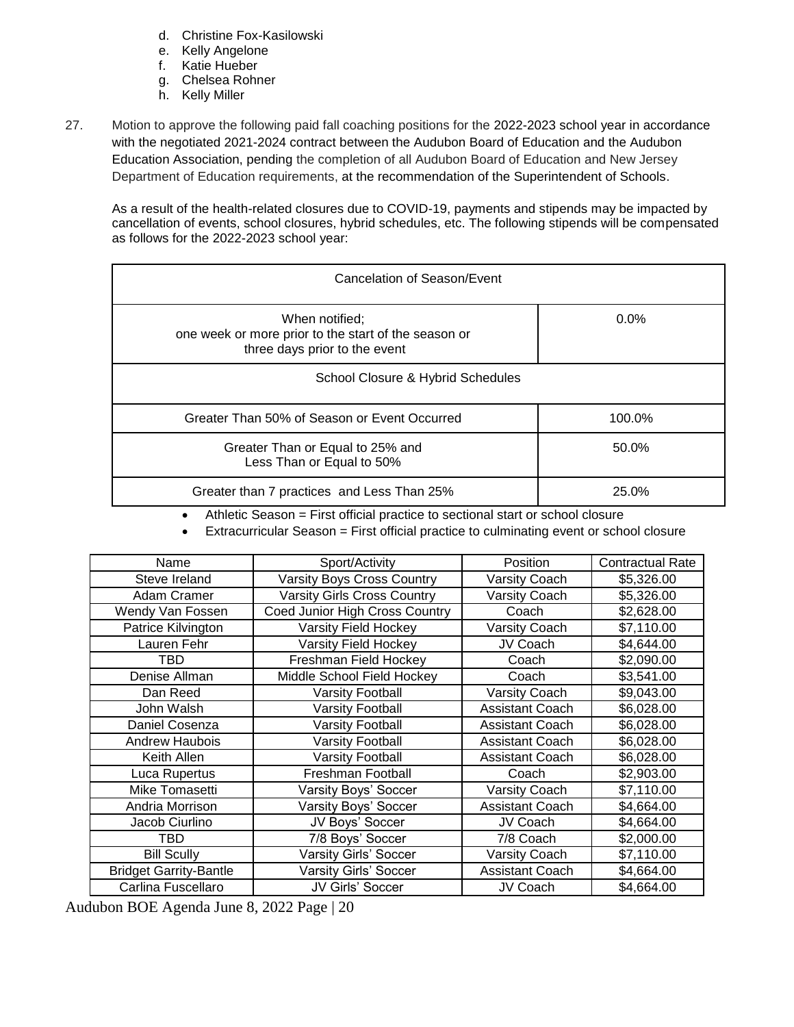d. Christine Fox-Kasilowski
e. Kelly Angelone
f. Katie Hueber
g. Chelsea Rohner
h. Kelly Miller

27. Motion to approve the following paid fall coaching positions for the 2022-2023 school year in accordance with the negotiated 2021-2024 contract between the Audubon Board of Education and the Audubon Education Association, pending the completion of all Audubon Board of Education and New Jersey Department of Education requirements, at the recommendation of the Superintendent of Schools.

As a result of the health-related closures due to COVID-19, payments and stipends may be impacted by cancellation of events, school closures, hybrid schedules, etc. The following stipends will be compensated as follows for the 2022-2023 school year:

| Cancelation of Season/Event | |
|---|---|
| When notified; one week or more prior to the start of the season or three days prior to the event | 0.0% |
| School Closure & Hybrid Schedules | |
| Greater Than 50% of Season or Event Occurred | 100.0% |
| Greater Than or Equal to 25% and Less Than or Equal to 50% | 50.0% |
| Greater than 7 practices and Less Than 25% | 25.0% |

- Athletic Season = First official practice to sectional start or school closure
- Extracurricular Season = First official practice to culminating event or school closure

| Name | Sport/Activity | Position | Contractual Rate |
|---|---|---|---|
| Steve Ireland | Varsity Boys Cross Country | Varsity Coach | $5,326.00 |
| Adam Cramer | Varsity Girls Cross Country | Varsity Coach | $5,326.00 |
| Wendy Van Fossen | Coed Junior High Cross Country | Coach | $2,628.00 |
| Patrice Kilvington | Varsity Field Hockey | Varsity Coach | $7,110.00 |
| Lauren Fehr | Varsity Field Hockey | JV Coach | $4,644.00 |
| TBD | Freshman Field Hockey | Coach | $2,090.00 |
| Denise Allman | Middle School Field Hockey | Coach | $3,541.00 |
| Dan Reed | Varsity Football | Varsity Coach | $9,043.00 |
| John Walsh | Varsity Football | Assistant Coach | $6,028.00 |
| Daniel Cosenza | Varsity Football | Assistant Coach | $6,028.00 |
| Andrew Haubois | Varsity Football | Assistant Coach | $6,028.00 |
| Keith Allen | Varsity Football | Assistant Coach | $6,028.00 |
| Luca Rupertus | Freshman Football | Coach | $2,903.00 |
| Mike Tomasetti | Varsity Boys' Soccer | Varsity Coach | $7,110.00 |
| Andria Morrison | Varsity Boys' Soccer | Assistant Coach | $4,664.00 |
| Jacob Ciurlino | JV Boys' Soccer | JV Coach | $4,664.00 |
| TBD | 7/8 Boys' Soccer | 7/8 Coach | $2,000.00 |
| Bill Scully | Varsity Girls' Soccer | Varsity Coach | $7,110.00 |
| Bridget Garrity-Bantle | Varsity Girls' Soccer | Assistant Coach | $4,664.00 |
| Carlina Fuscellaro | JV Girls' Soccer | JV Coach | $4,664.00 |

Audubon BOE Agenda June 8, 2022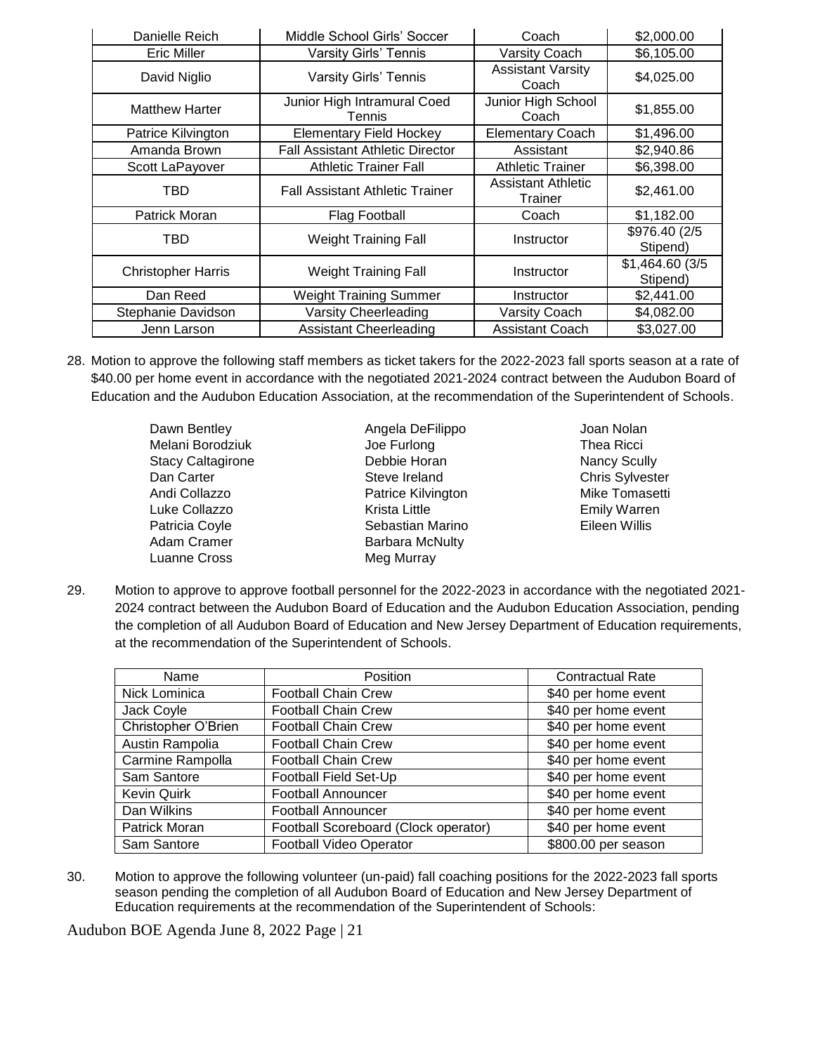| | | | |
|---|---|---|---|
| Danielle Reich | Middle School Girls' Soccer | Coach | $2,000.00 |
| Eric Miller | Varsity Girls' Tennis | Varsity Coach | $6,105.00 |
| David Niglio | Varsity Girls' Tennis | Assistant Varsity Coach | $4,025.00 |
| Matthew Harter | Junior High Intramural Coed Tennis | Junior High School Coach | $1,855.00 |
| Patrice Kilvington | Elementary Field Hockey | Elementary Coach | $1,496.00 |
| Amanda Brown | Fall Assistant Athletic Director | Assistant | $2,940.86 |
| Scott LaPayover | Athletic Trainer Fall | Athletic Trainer | $6,398.00 |
| TBD | Fall Assistant Athletic Trainer | Assistant Athletic Trainer | $2,461.00 |
| Patrick Moran | Flag Football | Coach | $1,182.00 |
| TBD | Weight Training Fall | Instructor | $976.40 (2/5 Stipend) |
| Christopher Harris | Weight Training Fall | Instructor | $1,464.60 (3/5 Stipend) |
| Dan Reed | Weight Training Summer | Instructor | $2,441.00 |
| Stephanie Davidson | Varsity Cheerleading | Varsity Coach | $4,082.00 |
| Jenn Larson | Assistant Cheerleading | Assistant Coach | $3,027.00 |

28. Motion to approve the following staff members as ticket takers for the 2022-2023 fall sports season at a rate of $40.00 per home event in accordance with the negotiated 2021-2024 contract between the Audubon Board of Education and the Audubon Education Association, at the recommendation of the Superintendent of Schools.

Dawn Bentley
Melani Borodziuk
Stacy Caltagirone
Dan Carter
Andi Collazzo
Luke Collazzo
Patricia Coyle
Adam Cramer
Luanne Cross
Angela DeFilippo
Joe Furlong
Debbie Horan
Steve Ireland
Patrice Kilvington
Krista Little
Sebastian Marino
Barbara McNulty
Meg Murray
Joan Nolan
Thea Ricci
Nancy Scully
Chris Sylvester
Mike Tomasetti
Emily Warren
Eileen Willis

29. Motion to approve to approve football personnel for the 2022-2023 in accordance with the negotiated 2021-2024 contract between the Audubon Board of Education and the Audubon Education Association, pending the completion of all Audubon Board of Education and New Jersey Department of Education requirements, at the recommendation of the Superintendent of Schools.

| Name | Position | Contractual Rate |
|---|---|---|
| Nick Lominica | Football Chain Crew | $40 per home event |
| Jack Coyle | Football Chain Crew | $40 per home event |
| Christopher O'Brien | Football Chain Crew | $40 per home event |
| Austin Rampolia | Football Chain Crew | $40 per home event |
| Carmine Rampolla | Football Chain Crew | $40 per home event |
| Sam Santore | Football Field Set-Up | $40 per home event |
| Kevin Quirk | Football Announcer | $40 per home event |
| Dan Wilkins | Football Announcer | $40 per home event |
| Patrick Moran | Football Scoreboard (Clock operator) | $40 per home event |
| Sam Santore | Football Video Operator | $800.00 per season |

30. Motion to approve the following volunteer (un-paid) fall coaching positions for the 2022-2023 fall sports season pending the completion of all Audubon Board of Education and New Jersey Department of Education requirements at the recommendation of the Superintendent of Schools: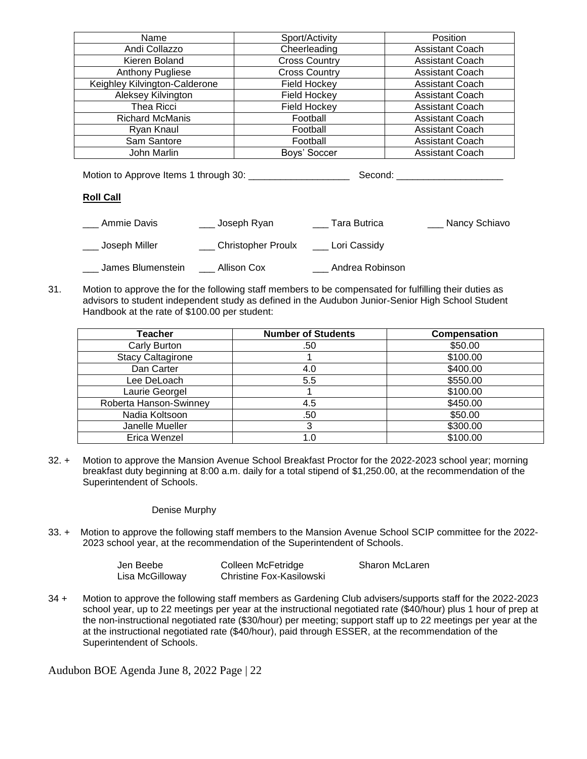| Name | Sport/Activity | Position |
|---|---|---|
| Andi Collazzo | Cheerleading | Assistant Coach |
| Kieren Boland | Cross Country | Assistant Coach |
| Anthony Pugliese | Cross Country | Assistant Coach |
| Keighley Kilvington-Calderone | Field Hockey | Assistant Coach |
| Aleksey Kilvington | Field Hockey | Assistant Coach |
| Thea Ricci | Field Hockey | Assistant Coach |
| Richard McManis | Football | Assistant Coach |
| Ryan Knaul | Football | Assistant Coach |
| Sam Santore | Football | Assistant Coach |
| John Marlin | Boys' Soccer | Assistant Coach |

Motion to Approve Items 1 through 30: ___________________ Second: ____________________

**Roll Call**

___ Ammie Davis ___ Joseph Ryan ___ Tara Butrica ___ Nancy Schiavo

___ Joseph Miller ___ Christopher Proulx ___ Lori Cassidy

___ James Blumenstein ___ Allison Cox ___ Andrea Robinson

31. Motion to approve the for the following staff members to be compensated for fulfilling their duties as advisors to student independent study as defined in the Audubon Junior-Senior High School Student Handbook at the rate of $100.00 per student:

| Teacher | Number of Students | Compensation |
|---|---|---|
| Carly Burton | .50 | $50.00 |
| Stacy Caltagirone | 1 | $100.00 |
| Dan Carter | 4.0 | $400.00 |
| Lee DeLoach | 5.5 | $550.00 |
| Laurie Georgel | 1 | $100.00 |
| Roberta Hanson-Swinney | 4.5 | $450.00 |
| Nadia Koltsoon | .50 | $50.00 |
| Janelle Mueller | 3 | $300.00 |
| Erica Wenzel | 1.0 | $100.00 |

32. + Motion to approve the Mansion Avenue School Breakfast Proctor for the 2022-2023 school year; morning breakfast duty beginning at 8:00 a.m. daily for a total stipend of $1,250.00, at the recommendation of the Superintendent of Schools.

Denise Murphy

33. + Motion to approve the following staff members to the Mansion Avenue School SCIP committee for the 2022-2023 school year, at the recommendation of the Superintendent of Schools.

| Jen Beebe | Colleen McFetridge | Sharon McLaren |
|---|---|---|
| Lisa McGilloway | Christine Fox-Kasilowski | |

34 + Motion to approve the following staff members as Gardening Club advisers/supports staff for the 2022-2023 school year, up to 22 meetings per year at the instructional negotiated rate ($40/hour) plus 1 hour of prep at the non-instructional negotiated rate ($30/hour) per meeting; support staff up to 22 meetings per year at the at the instructional negotiated rate ($40/hour), paid through ESSER, at the recommendation of the Superintendent of Schools.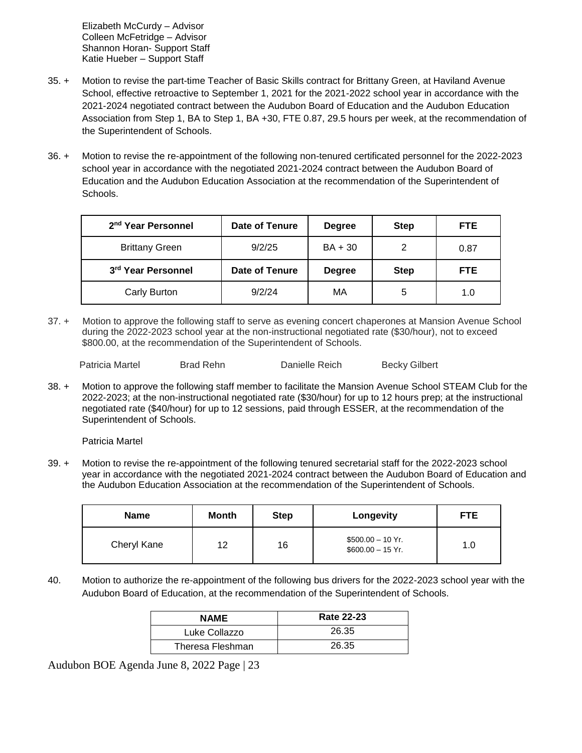Elizabeth McCurdy – Advisor
Colleen McFetridge – Advisor
Shannon Horan- Support Staff
Katie Hueber – Support Staff

35. + Motion to revise the part-time Teacher of Basic Skills contract for Brittany Green, at Haviland Avenue School, effective retroactive to September 1, 2021 for the 2021-2022 school year in accordance with the 2021-2024 negotiated contract between the Audubon Board of Education and the Audubon Education Association from Step 1, BA to Step 1, BA +30, FTE 0.87, 29.5 hours per week, at the recommendation of the Superintendent of Schools.

36. + Motion to revise the re-appointment of the following non-tenured certificated personnel for the 2022-2023 school year in accordance with the negotiated 2021-2024 contract between the Audubon Board of Education and the Audubon Education Association at the recommendation of the Superintendent of Schools.

| 2nd Year Personnel | Date of Tenure | Degree | Step | FTE |
|---|---|---|---|---|
| Brittany Green | 9/2/25 | BA + 30 | 2 | 0.87 |
| **3rd Year Personnel** | **Date of Tenure** | **Degree** | **Step** | **FTE** |
| Carly Burton | 9/2/24 | MA | 5 | 1.0 |

37. + Motion to approve the following staff to serve as evening concert chaperones at Mansion Avenue School during the 2022-2023 school year at the non-instructional negotiated rate ($30/hour), not to exceed $800.00, at the recommendation of the Superintendent of Schools.

Patricia Martel Brad Rehn Danielle Reich Becky Gilbert

38. + Motion to approve the following staff member to facilitate the Mansion Avenue School STEAM Club for the 2022-2023; at the non-instructional negotiated rate ($30/hour) for up to 12 hours prep; at the instructional negotiated rate ($40/hour) for up to 12 sessions, paid through ESSER, at the recommendation of the Superintendent of Schools.

Patricia Martel

39. + Motion to revise the re-appointment of the following tenured secretarial staff for the 2022-2023 school year in accordance with the negotiated 2021-2024 contract between the Audubon Board of Education and the Audubon Education Association at the recommendation of the Superintendent of Schools.

| Name | Month | Step | Longevity | FTE |
|---|---|---|---|---|
| Cheryl Kane | 12 | 16 | $500.00 – 10 Yr.<br>$600.00 – 15 Yr. | 1.0 |

40. Motion to authorize the re-appointment of the following bus drivers for the 2022-2023 school year with the Audubon Board of Education, at the recommendation of the Superintendent of Schools.

| NAME | Rate 22-23 |
|---|---|
| Luke Collazzo | 26.35 |
| Theresa Fleshman | 26.35 |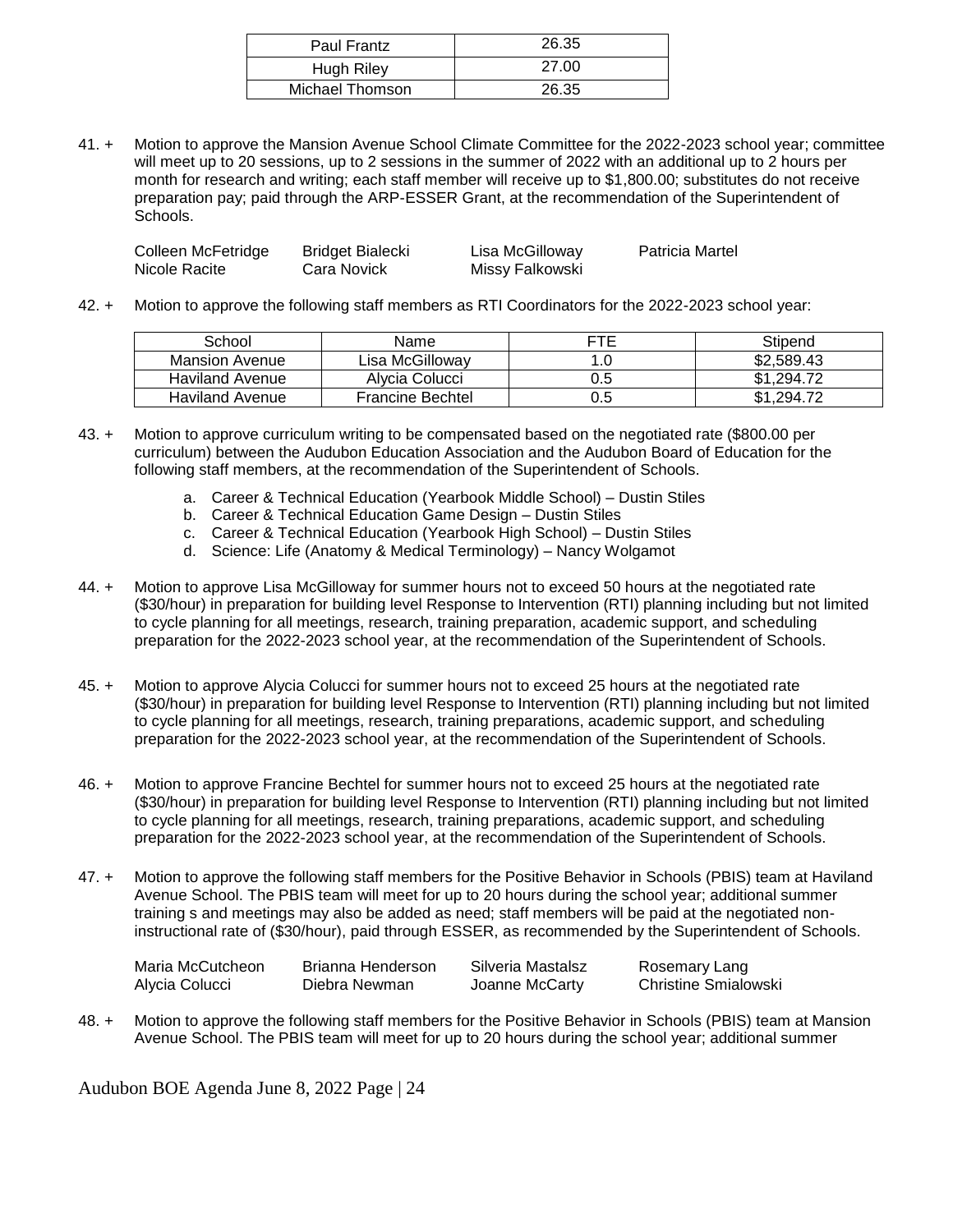| Paul Frantz | 26.35 |
|---|---|
| Hugh Riley | 27.00 |
| Michael Thomson | 26.35 |

41. + Motion to approve the Mansion Avenue School Climate Committee for the 2022-2023 school year; committee will meet up to 20 sessions, up to 2 sessions in the summer of 2022 with an additional up to 2 hours per month for research and writing; each staff member will receive up to $1,800.00; substitutes do not receive preparation pay; paid through the ARP-ESSER Grant, at the recommendation of the Superintendent of Schools.

| | | | |
|---|---|---|---|
| Colleen McFetridge | Bridget Bialecki | Lisa McGilloway | Patricia Martel |
| Nicole Racite | Cara Novick | Missy Falkowski | |

42. + Motion to approve the following staff members as RTI Coordinators for the 2022-2023 school year:

| School | Name | FTE | Stipend |
|---|---|---|---|
| Mansion Avenue | Lisa McGilloway | 1.0 | $2,589.43 |
| Haviland Avenue | Alycia Colucci | 0.5 | $1,294.72 |
| Haviland Avenue | Francine Bechtel | 0.5 | $1,294.72 |

43. + Motion to approve curriculum writing to be compensated based on the negotiated rate ($800.00 per curriculum) between the Audubon Education Association and the Audubon Board of Education for the following staff members, at the recommendation of the Superintendent of Schools.

    a. Career & Technical Education (Yearbook Middle School) – Dustin Stiles
    b. Career & Technical Education Game Design – Dustin Stiles
    c. Career & Technical Education (Yearbook High School) – Dustin Stiles
    d. Science: Life (Anatomy & Medical Terminology) – Nancy Wolgamot

44. + Motion to approve Lisa McGilloway for summer hours not to exceed 50 hours at the negotiated rate ($30/hour) in preparation for building level Response to Intervention (RTI) planning including but not limited to cycle planning for all meetings, research, training preparation, academic support, and scheduling preparation for the 2022-2023 school year, at the recommendation of the Superintendent of Schools.

45. + Motion to approve Alycia Colucci for summer hours not to exceed 25 hours at the negotiated rate ($30/hour) in preparation for building level Response to Intervention (RTI) planning including but not limited to cycle planning for all meetings, research, training preparations, academic support, and scheduling preparation for the 2022-2023 school year, at the recommendation of the Superintendent of Schools.

46. + Motion to approve Francine Bechtel for summer hours not to exceed 25 hours at the negotiated rate ($30/hour) in preparation for building level Response to Intervention (RTI) planning including but not limited to cycle planning for all meetings, research, training preparations, academic support, and scheduling preparation for the 2022-2023 school year, at the recommendation of the Superintendent of Schools.

47. + Motion to approve the following staff members for the Positive Behavior in Schools (PBIS) team at Haviland Avenue School. The PBIS team will meet for up to 20 hours during the school year; additional summer training s and meetings may also be added as need; staff members will be paid at the negotiated non-instructional rate of ($30/hour), paid through ESSER, as recommended by the Superintendent of Schools.

| | | | |
|---|---|---|---|
| Maria McCutcheon | Brianna Henderson | Silveria Mastalsz | Rosemary Lang |
| Alycia Colucci | Diebra Newman | Joanne McCarty | Christine Smialowski |

48. + Motion to approve the following staff members for the Positive Behavior in Schools (PBIS) team at Mansion Avenue School. The PBIS team will meet for up to 20 hours during the school year; additional summer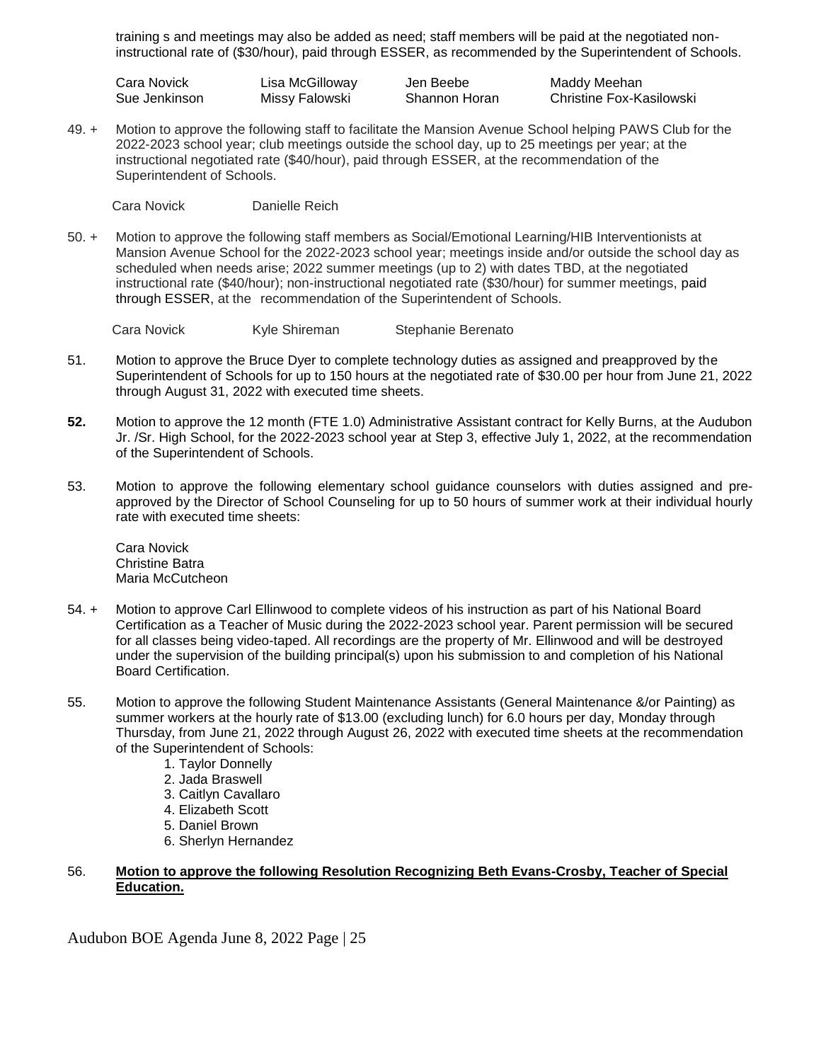training s and meetings may also be added as need; staff members will be paid at the negotiated non-instructional rate of ($30/hour), paid through ESSER, as recommended by the Superintendent of Schools.

| Cara Novick | Lisa McGilloway | Jen Beebe | Maddy Meehan |
|---|---|---|---|
| Sue Jenkinson | Missy Falowski | Shannon Horan | Christine Fox-Kasilowski |

49. + Motion to approve the following staff to facilitate the Mansion Avenue School helping PAWS Club for the 2022-2023 school year; club meetings outside the school day, up to 25 meetings per year; at the instructional negotiated rate ($40/hour), paid through ESSER, at the recommendation of the Superintendent of Schools.

    Cara Novick    Danielle Reich

50. + Motion to approve the following staff members as Social/Emotional Learning/HIB Interventionists at Mansion Avenue School for the 2022-2023 school year; meetings inside and/or outside the school day as scheduled when needs arise; 2022 summer meetings (up to 2) with dates TBD, at the negotiated instructional rate ($40/hour); non-instructional negotiated rate ($30/hour) for summer meetings, paid through ESSER, at the recommendation of the Superintendent of Schools.

    Cara Novick    Kyle Shireman    Stephanie Berenato

51. Motion to approve the Bruce Dyer to complete technology duties as assigned and preapproved by the Superintendent of Schools for up to 150 hours at the negotiated rate of $30.00 per hour from June 21, 2022 through August 31, 2022 with executed time sheets.

**52.** Motion to approve the 12 month (FTE 1.0) Administrative Assistant contract for Kelly Burns, at the Audubon Jr. /Sr. High School, for the 2022-2023 school year at Step 3, effective July 1, 2022, at the recommendation of the Superintendent of Schools.

53. Motion to approve the following elementary school guidance counselors with duties assigned and pre-approved by the Director of School Counseling for up to 50 hours of summer work at their individual hourly rate with executed time sheets:

    Cara Novick
    Christine Batra
    Maria McCutcheon

54. + Motion to approve Carl Ellinwood to complete videos of his instruction as part of his National Board Certification as a Teacher of Music during the 2022-2023 school year. Parent permission will be secured for all classes being video-taped. All recordings are the property of Mr. Ellinwood and will be destroyed under the supervision of the building principal(s) upon his submission to and completion of his National Board Certification.

55. Motion to approve the following Student Maintenance Assistants (General Maintenance &/or Painting) as summer workers at the hourly rate of $13.00 (excluding lunch) for 6.0 hours per day, Monday through Thursday, from June 21, 2022 through August 26, 2022 with executed time sheets at the recommendation of the Superintendent of Schools:
    1. Taylor Donnelly
    2. Jada Braswell
    3. Caitlyn Cavallaro
    4. Elizabeth Scott
    5. Daniel Brown
    6. Sherlyn Hernandez

56. **Motion to approve the following Resolution Recognizing Beth Evans-Crosby, Teacher of Special Education.**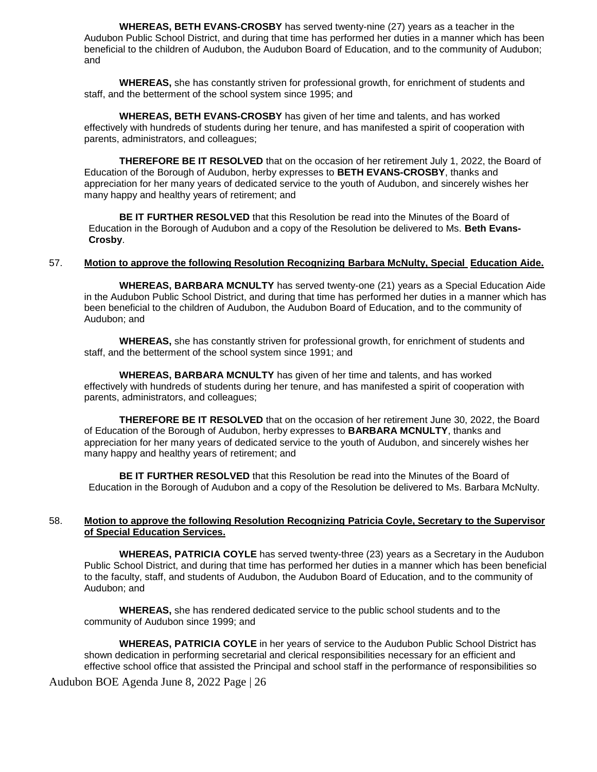**WHEREAS, BETH EVANS-CROSBY** has served twenty-nine (27) years as a teacher in the Audubon Public School District, and during that time has performed her duties in a manner which has been beneficial to the children of Audubon, the Audubon Board of Education, and to the community of Audubon; and

**WHEREAS,** she has constantly striven for professional growth, for enrichment of students and staff, and the betterment of the school system since 1995; and

**WHEREAS, BETH EVANS-CROSBY** has given of her time and talents, and has worked effectively with hundreds of students during her tenure, and has manifested a spirit of cooperation with parents, administrators, and colleagues;

**THEREFORE BE IT RESOLVED** that on the occasion of her retirement July 1, 2022, the Board of Education of the Borough of Audubon, herby expresses to **BETH EVANS-CROSBY**, thanks and appreciation for her many years of dedicated service to the youth of Audubon, and sincerely wishes her many happy and healthy years of retirement; and

**BE IT FURTHER RESOLVED** that this Resolution be read into the Minutes of the Board of Education in the Borough of Audubon and a copy of the Resolution be delivered to Ms. **Beth Evans-Crosby**.

57. **Motion to approve the following Resolution Recognizing Barbara McNulty, Special Education Aide.**

**WHEREAS, BARBARA MCNULTY** has served twenty-one (21) years as a Special Education Aide in the Audubon Public School District, and during that time has performed her duties in a manner which has been beneficial to the children of Audubon, the Audubon Board of Education, and to the community of Audubon; and

**WHEREAS,** she has constantly striven for professional growth, for enrichment of students and staff, and the betterment of the school system since 1991; and

**WHEREAS, BARBARA MCNULTY** has given of her time and talents, and has worked effectively with hundreds of students during her tenure, and has manifested a spirit of cooperation with parents, administrators, and colleagues;

**THEREFORE BE IT RESOLVED** that on the occasion of her retirement June 30, 2022, the Board of Education of the Borough of Audubon, herby expresses to **BARBARA MCNULTY**, thanks and appreciation for her many years of dedicated service to the youth of Audubon, and sincerely wishes her many happy and healthy years of retirement; and

**BE IT FURTHER RESOLVED** that this Resolution be read into the Minutes of the Board of Education in the Borough of Audubon and a copy of the Resolution be delivered to Ms. Barbara McNulty.

58. **Motion to approve the following Resolution Recognizing Patricia Coyle, Secretary to the Supervisor of Special Education Services.**

**WHEREAS, PATRICIA COYLE** has served twenty-three (23) years as a Secretary in the Audubon Public School District, and during that time has performed her duties in a manner which has been beneficial to the faculty, staff, and students of Audubon, the Audubon Board of Education, and to the community of Audubon; and

**WHEREAS,** she has rendered dedicated service to the public school students and to the community of Audubon since 1999; and

**WHEREAS, PATRICIA COYLE** in her years of service to the Audubon Public School District has shown dedication in performing secretarial and clerical responsibilities necessary for an efficient and effective school office that assisted the Principal and school staff in the performance of responsibilities so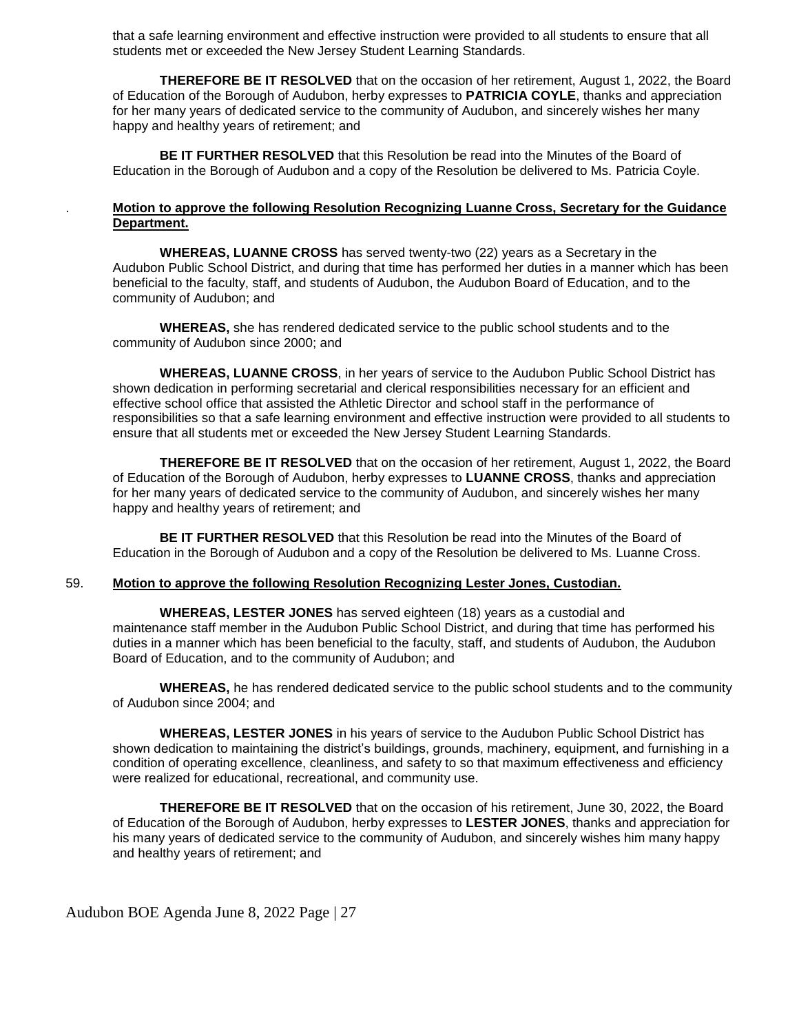that a safe learning environment and effective instruction were provided to all students to ensure that all students met or exceeded the New Jersey Student Learning Standards.

**THEREFORE BE IT RESOLVED** that on the occasion of her retirement, August 1, 2022, the Board of Education of the Borough of Audubon, herby expresses to **PATRICIA COYLE**, thanks and appreciation for her many years of dedicated service to the community of Audubon, and sincerely wishes her many happy and healthy years of retirement; and

**BE IT FURTHER RESOLVED** that this Resolution be read into the Minutes of the Board of Education in the Borough of Audubon and a copy of the Resolution be delivered to Ms. Patricia Coyle.

. **Motion to approve the following Resolution Recognizing Luanne Cross, Secretary for the Guidance Department.**

**WHEREAS, LUANNE CROSS** has served twenty-two (22) years as a Secretary in the Audubon Public School District, and during that time has performed her duties in a manner which has been beneficial to the faculty, staff, and students of Audubon, the Audubon Board of Education, and to the community of Audubon; and

**WHEREAS,** she has rendered dedicated service to the public school students and to the community of Audubon since 2000; and

**WHEREAS, LUANNE CROSS**, in her years of service to the Audubon Public School District has shown dedication in performing secretarial and clerical responsibilities necessary for an efficient and effective school office that assisted the Athletic Director and school staff in the performance of responsibilities so that a safe learning environment and effective instruction were provided to all students to ensure that all students met or exceeded the New Jersey Student Learning Standards.

**THEREFORE BE IT RESOLVED** that on the occasion of her retirement, August 1, 2022, the Board of Education of the Borough of Audubon, herby expresses to **LUANNE CROSS**, thanks and appreciation for her many years of dedicated service to the community of Audubon, and sincerely wishes her many happy and healthy years of retirement; and

**BE IT FURTHER RESOLVED** that this Resolution be read into the Minutes of the Board of Education in the Borough of Audubon and a copy of the Resolution be delivered to Ms. Luanne Cross.

59. **Motion to approve the following Resolution Recognizing Lester Jones, Custodian.**

**WHEREAS, LESTER JONES** has served eighteen (18) years as a custodial and maintenance staff member in the Audubon Public School District, and during that time has performed his duties in a manner which has been beneficial to the faculty, staff, and students of Audubon, the Audubon Board of Education, and to the community of Audubon; and

**WHEREAS,** he has rendered dedicated service to the public school students and to the community of Audubon since 2004; and

**WHEREAS, LESTER JONES** in his years of service to the Audubon Public School District has shown dedication to maintaining the district's buildings, grounds, machinery, equipment, and furnishing in a condition of operating excellence, cleanliness, and safety to so that maximum effectiveness and efficiency were realized for educational, recreational, and community use.

**THEREFORE BE IT RESOLVED** that on the occasion of his retirement, June 30, 2022, the Board of Education of the Borough of Audubon, herby expresses to **LESTER JONES**, thanks and appreciation for his many years of dedicated service to the community of Audubon, and sincerely wishes him many happy and healthy years of retirement; and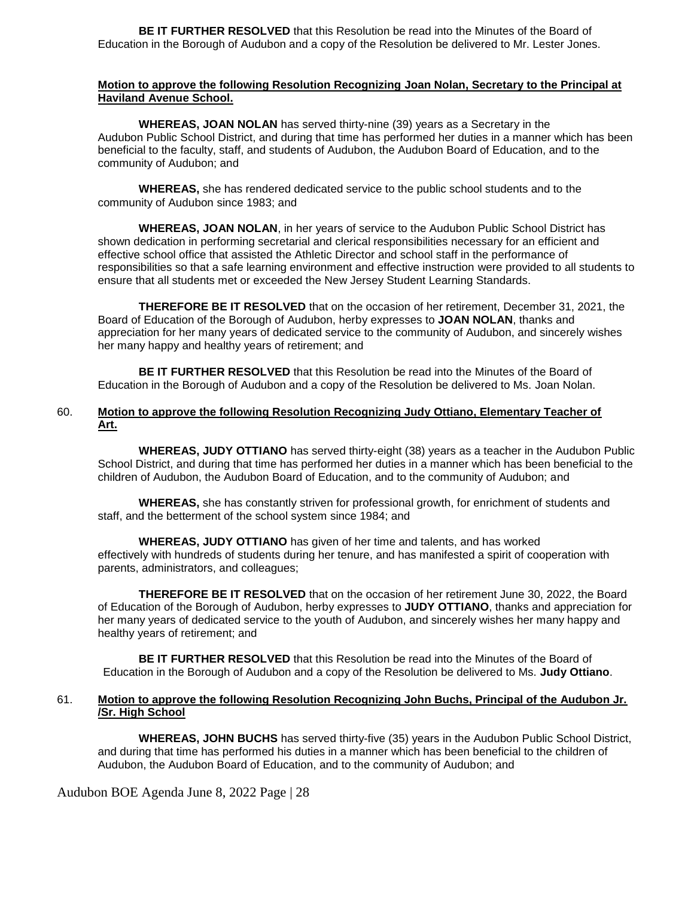**BE IT FURTHER RESOLVED** that this Resolution be read into the Minutes of the Board of Education in the Borough of Audubon and a copy of the Resolution be delivered to Mr. Lester Jones.

**Motion to approve the following Resolution Recognizing Joan Nolan, Secretary to the Principal at Haviland Avenue School.**

**WHEREAS, JOAN NOLAN** has served thirty-nine (39) years as a Secretary in the Audubon Public School District, and during that time has performed her duties in a manner which has been beneficial to the faculty, staff, and students of Audubon, the Audubon Board of Education, and to the community of Audubon; and

**WHEREAS,** she has rendered dedicated service to the public school students and to the community of Audubon since 1983; and

**WHEREAS, JOAN NOLAN**, in her years of service to the Audubon Public School District has shown dedication in performing secretarial and clerical responsibilities necessary for an efficient and effective school office that assisted the Athletic Director and school staff in the performance of responsibilities so that a safe learning environment and effective instruction were provided to all students to ensure that all students met or exceeded the New Jersey Student Learning Standards.

**THEREFORE BE IT RESOLVED** that on the occasion of her retirement, December 31, 2021, the Board of Education of the Borough of Audubon, herby expresses to **JOAN NOLAN**, thanks and appreciation for her many years of dedicated service to the community of Audubon, and sincerely wishes her many happy and healthy years of retirement; and

**BE IT FURTHER RESOLVED** that this Resolution be read into the Minutes of the Board of Education in the Borough of Audubon and a copy of the Resolution be delivered to Ms. Joan Nolan.

60. **Motion to approve the following Resolution Recognizing Judy Ottiano, Elementary Teacher of Art.**

**WHEREAS, JUDY OTTIANO** has served thirty-eight (38) years as a teacher in the Audubon Public School District, and during that time has performed her duties in a manner which has been beneficial to the children of Audubon, the Audubon Board of Education, and to the community of Audubon; and

**WHEREAS,** she has constantly striven for professional growth, for enrichment of students and staff, and the betterment of the school system since 1984; and

**WHEREAS, JUDY OTTIANO** has given of her time and talents, and has worked effectively with hundreds of students during her tenure, and has manifested a spirit of cooperation with parents, administrators, and colleagues;

**THEREFORE BE IT RESOLVED** that on the occasion of her retirement June 30, 2022, the Board of Education of the Borough of Audubon, herby expresses to **JUDY OTTIANO**, thanks and appreciation for her many years of dedicated service to the youth of Audubon, and sincerely wishes her many happy and healthy years of retirement; and

**BE IT FURTHER RESOLVED** that this Resolution be read into the Minutes of the Board of Education in the Borough of Audubon and a copy of the Resolution be delivered to Ms. **Judy Ottiano**.

61. **Motion to approve the following Resolution Recognizing John Buchs, Principal of the Audubon Jr. /Sr. High School**

**WHEREAS, JOHN BUCHS** has served thirty-five (35) years in the Audubon Public School District, and during that time has performed his duties in a manner which has been beneficial to the children of Audubon, the Audubon Board of Education, and to the community of Audubon; and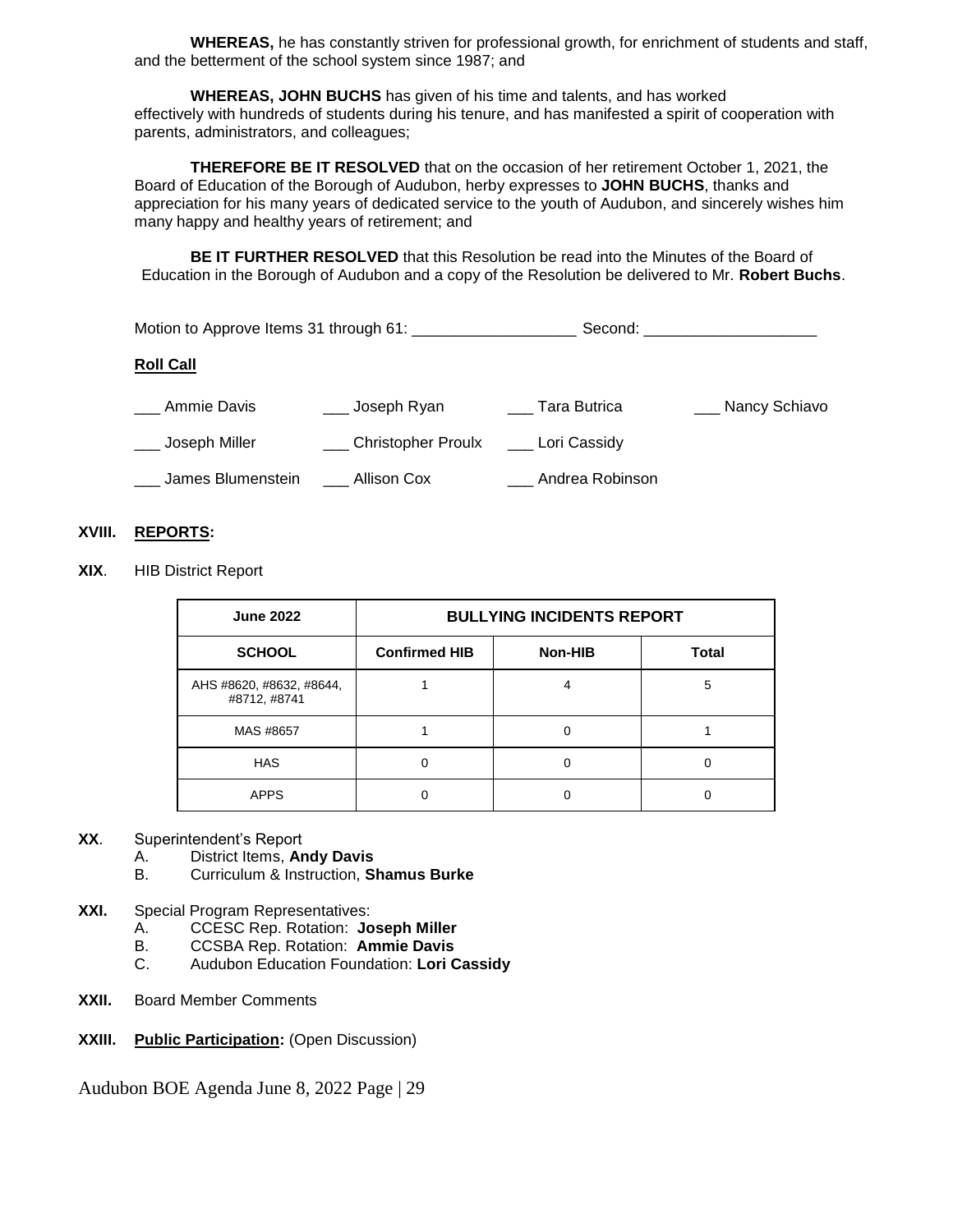**WHEREAS,** he has constantly striven for professional growth, for enrichment of students and staff, and the betterment of the school system since 1987; and

**WHEREAS, JOHN BUCHS** has given of his time and talents, and has worked effectively with hundreds of students during his tenure, and has manifested a spirit of cooperation with parents, administrators, and colleagues;

**THEREFORE BE IT RESOLVED** that on the occasion of her retirement October 1, 2021, the Board of Education of the Borough of Audubon, herby expresses to **JOHN BUCHS**, thanks and appreciation for his many years of dedicated service to the youth of Audubon, and sincerely wishes him many happy and healthy years of retirement; and

**BE IT FURTHER RESOLVED** that this Resolution be read into the Minutes of the Board of Education in the Borough of Audubon and a copy of the Resolution be delivered to Mr. **Robert Buchs**.

Motion to Approve Items 31 through 61: ___________________ Second: ____________________

**Roll Call**

___ Ammie Davis ___ Joseph Ryan ___ Tara Butrica ___ Nancy Schiavo

___ Joseph Miller ___ Christopher Proulx ___ Lori Cassidy

___ James Blumenstein ___ Allison Cox ___ Andrea Robinson

**XVIII. REPORTS:**

**XIX**. HIB District Report

| June 2022 | BULLYING INCIDENTS REPORT | | |
|---|---|---|---|
| **SCHOOL** | **Confirmed HIB** | **Non-HIB** | **Total** |
| AHS #8620, #8632, #8644, #8712, #8741 | 1 | 4 | 5 |
| MAS #8657 | 1 | 0 | 1 |
| HAS | 0 | 0 | 0 |
| APPS | 0 | 0 | 0 |

**XX**. Superintendent's Report
- A. District Items, **Andy Davis**
- B. Curriculum & Instruction, **Shamus Burke**

**XXI.** Special Program Representatives:
- A. CCESC Rep. Rotation: **Joseph Miller**
- B. CCSBA Rep. Rotation: **Ammie Davis**
- C. Audubon Education Foundation: **Lori Cassidy**

**XXII.** Board Member Comments

**XXIII. Public Participation:** (Open Discussion)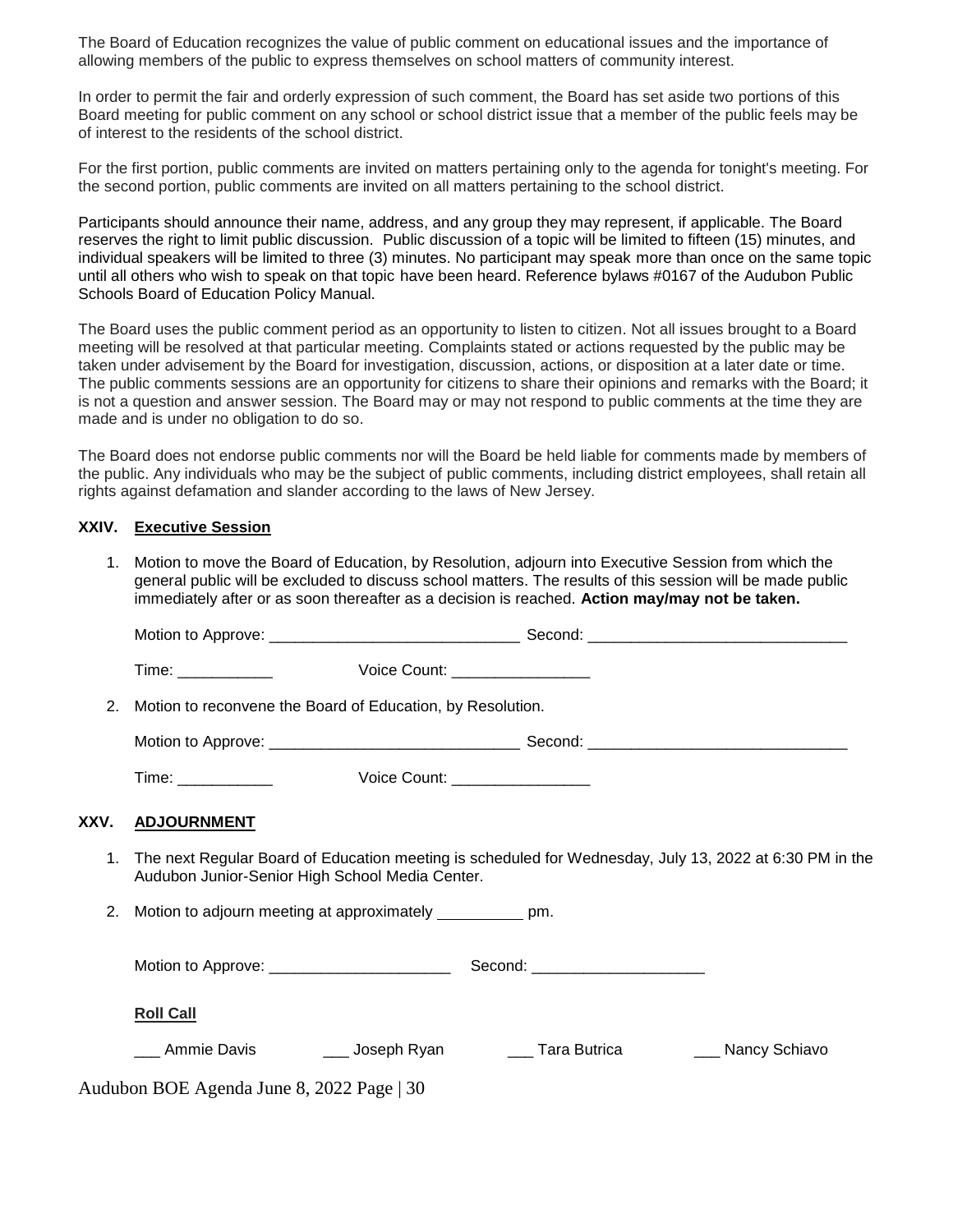The Board of Education recognizes the value of public comment on educational issues and the importance of allowing members of the public to express themselves on school matters of community interest.

In order to permit the fair and orderly expression of such comment, the Board has set aside two portions of this Board meeting for public comment on any school or school district issue that a member of the public feels may be of interest to the residents of the school district.

For the first portion, public comments are invited on matters pertaining only to the agenda for tonight's meeting. For the second portion, public comments are invited on all matters pertaining to the school district.

Participants should announce their name, address, and any group they may represent, if applicable. The Board reserves the right to limit public discussion. Public discussion of a topic will be limited to fifteen (15) minutes, and individual speakers will be limited to three (3) minutes. No participant may speak more than once on the same topic until all others who wish to speak on that topic have been heard. Reference bylaws #0167 of the Audubon Public Schools Board of Education Policy Manual.

The Board uses the public comment period as an opportunity to listen to citizen. Not all issues brought to a Board meeting will be resolved at that particular meeting. Complaints stated or actions requested by the public may be taken under advisement by the Board for investigation, discussion, actions, or disposition at a later date or time. The public comments sessions are an opportunity for citizens to share their opinions and remarks with the Board; it is not a question and answer session. The Board may or may not respond to public comments at the time they are made and is under no obligation to do so.

The Board does not endorse public comments nor will the Board be held liable for comments made by members of the public. Any individuals who may be the subject of public comments, including district employees, shall retain all rights against defamation and slander according to the laws of New Jersey.

## XXIV. Executive Session

1. Motion to move the Board of Education, by Resolution, adjourn into Executive Session from which the general public will be excluded to discuss school matters. The results of this session will be made public immediately after or as soon thereafter as a decision is reached. **Action may/may not be taken.**

   Motion to Approve: ______________________________ Second: ______________________________

   Time: ___________ Voice Count: ________________

2. Motion to reconvene the Board of Education, by Resolution.

   Motion to Approve: ______________________________ Second: ______________________________

   Time: ___________ Voice Count: ________________

## XXV. ADJOURNMENT

1. The next Regular Board of Education meeting is scheduled for Wednesday, July 13, 2022 at 6:30 PM in the Audubon Junior-Senior High School Media Center.

2. Motion to adjourn meeting at approximately __________ pm.

   Motion to Approve: _____________________ Second: ____________________

   **Roll Call**

   ___ Ammie Davis ___ Joseph Ryan ___ Tara Butrica ___ Nancy Schiavo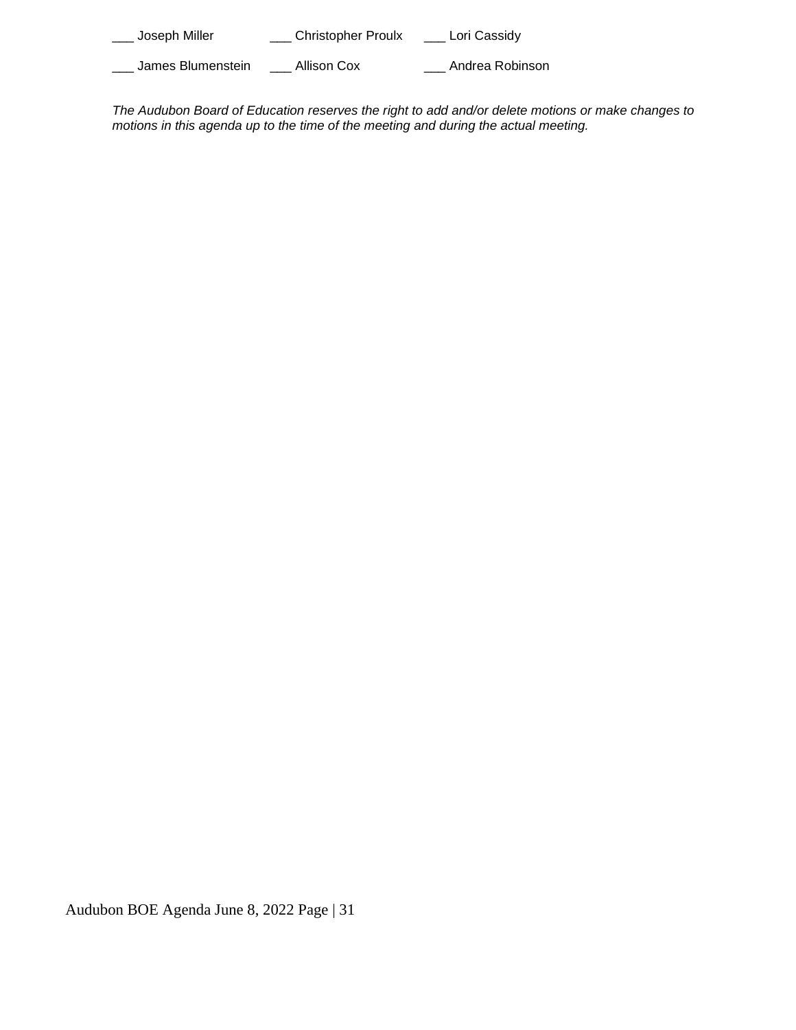| | | |
|---|---|---|
| ___ Joseph Miller | ___ Christopher Proulx | ___ Lori Cassidy |
| ___ James Blumenstein | ___ Allison Cox | ___ Andrea Robinson |

*The Audubon Board of Education reserves the right to add and/or delete motions or make changes to motions in this agenda up to the time of the meeting and during the actual meeting.*